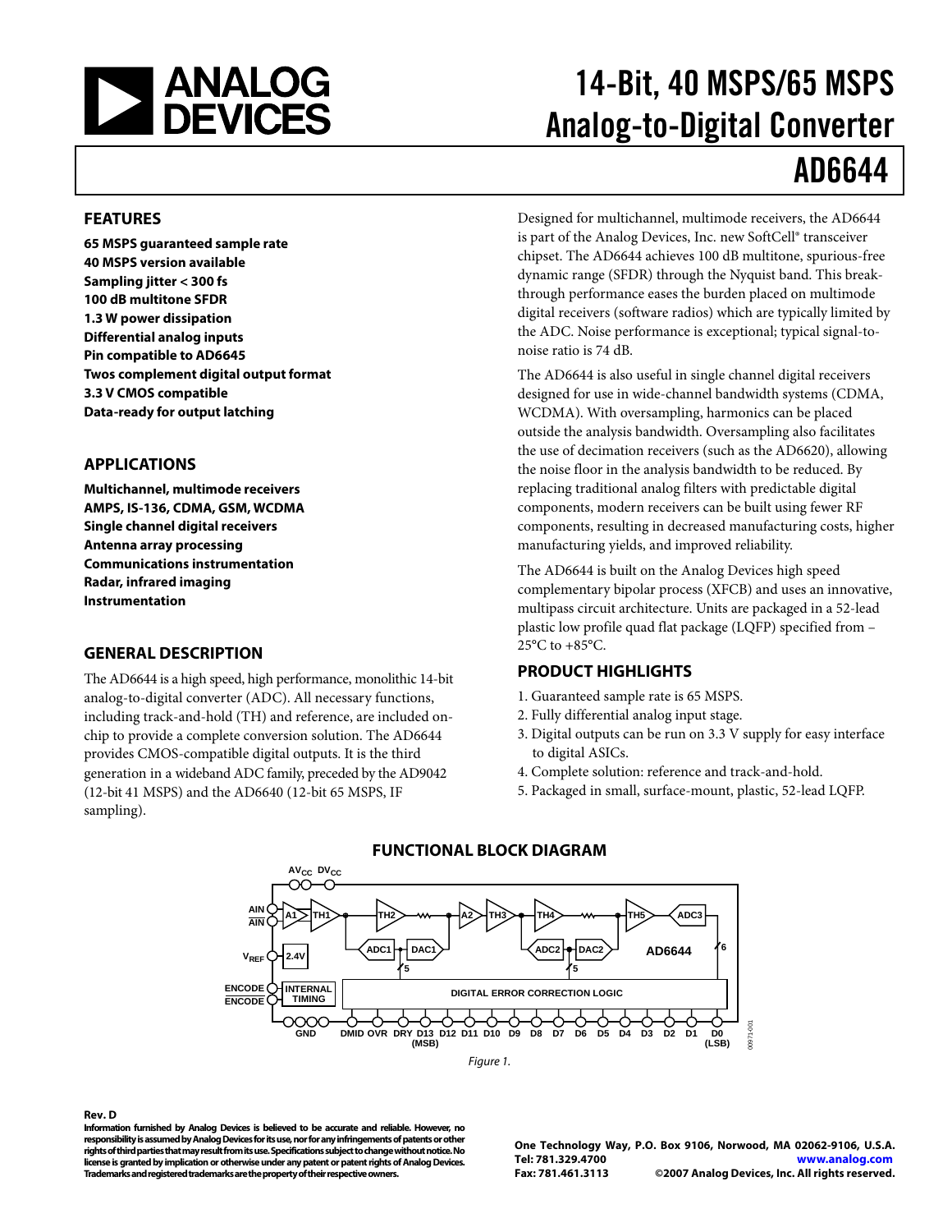# 14-Bit, 40 MSPS/65 MSPS Analog-to-Digital Converter

# AD6644

## FEATURES

**65 MSPS guaranteed sample rate**
**40 MSPS version available**
**Sampling jitter < 300 fs**
**100 dB multitone SFDR**
**1.3 W power dissipation**
**Differential analog inputs**
**Pin compatible to AD6645**
**Twos complement digital output format**
**3.3 V CMOS compatible**
**Data-ready for output latching**

## APPLICATIONS

**Multichannel, multimode receivers**
**AMPS, IS-136, CDMA, GSM, WCDMA**
**Single channel digital receivers**
**Antenna array processing**
**Communications instrumentation**
**Radar, infrared imaging**
**Instrumentation**

## GENERAL DESCRIPTION

The AD6644 is a high speed, high performance, monolithic 14-bit analog-to-digital converter (ADC). All necessary functions, including track-and-hold (TH) and reference, are included on-chip to provide a complete conversion solution. The AD6644 provides CMOS-compatible digital outputs. It is the third generation in a wideband ADC family, preceded by the AD9042 (12-bit 41 MSPS) and the AD6640 (12-bit 65 MSPS, IF sampling).

Designed for multichannel, multimode receivers, the AD6644 is part of the Analog Devices, Inc. new SoftCell® transceiver chipset. The AD6644 achieves 100 dB multitone, spurious-free dynamic range (SFDR) through the Nyquist band. This breakthrough performance eases the burden placed on multimode digital receivers (software radios) which are typically limited by the ADC. Noise performance is exceptional; typical signal-to-noise ratio is 74 dB.

The AD6644 is also useful in single channel digital receivers designed for use in wide-channel bandwidth systems (CDMA, WCDMA). With oversampling, harmonics can be placed outside the analysis bandwidth. Oversampling also facilitates the use of decimation receivers (such as the AD6620), allowing the noise floor in the analysis bandwidth to be reduced. By replacing traditional analog filters with predictable digital components, modern receivers can be built using fewer RF components, resulting in decreased manufacturing costs, higher manufacturing yields, and improved reliability.

The AD6644 is built on the Analog Devices high speed complementary bipolar process (XFCB) and uses an innovative, multipass circuit architecture. Units are packaged in a 52-lead plastic low profile quad flat package (LQFP) specified from −25°C to +85°C.

## PRODUCT HIGHLIGHTS

1. Guaranteed sample rate is 65 MSPS.
2. Fully differential analog input stage.
3. Digital outputs can be run on 3.3 V supply for easy interface to digital ASICs.
4. Complete solution: reference and track-and-hold.
5. Packaged in small, surface-mount, plastic, 52-lead LQFP.

## FUNCTIONAL BLOCK DIAGRAM

Figure 1.

**Rev. D**

**Information furnished by Analog Devices is believed to be accurate and reliable. However, no responsibility is assumed by Analog Devices for its use, nor for any infringements of patents or other rights of third parties that may result from its use. Specifications subject to change without notice. No license is granted by implication or otherwise under any patent or patent rights of Analog Devices. Trademarks and registered trademarks are the property of their respective owners.**

One Technology Way, P.O. Box 9106, Norwood, MA 02062-9106, U.S.A.
Tel: 781.329.4700 www.analog.com
Fax: 781.461.3113 ©2007 Analog Devices, Inc. All rights reserved.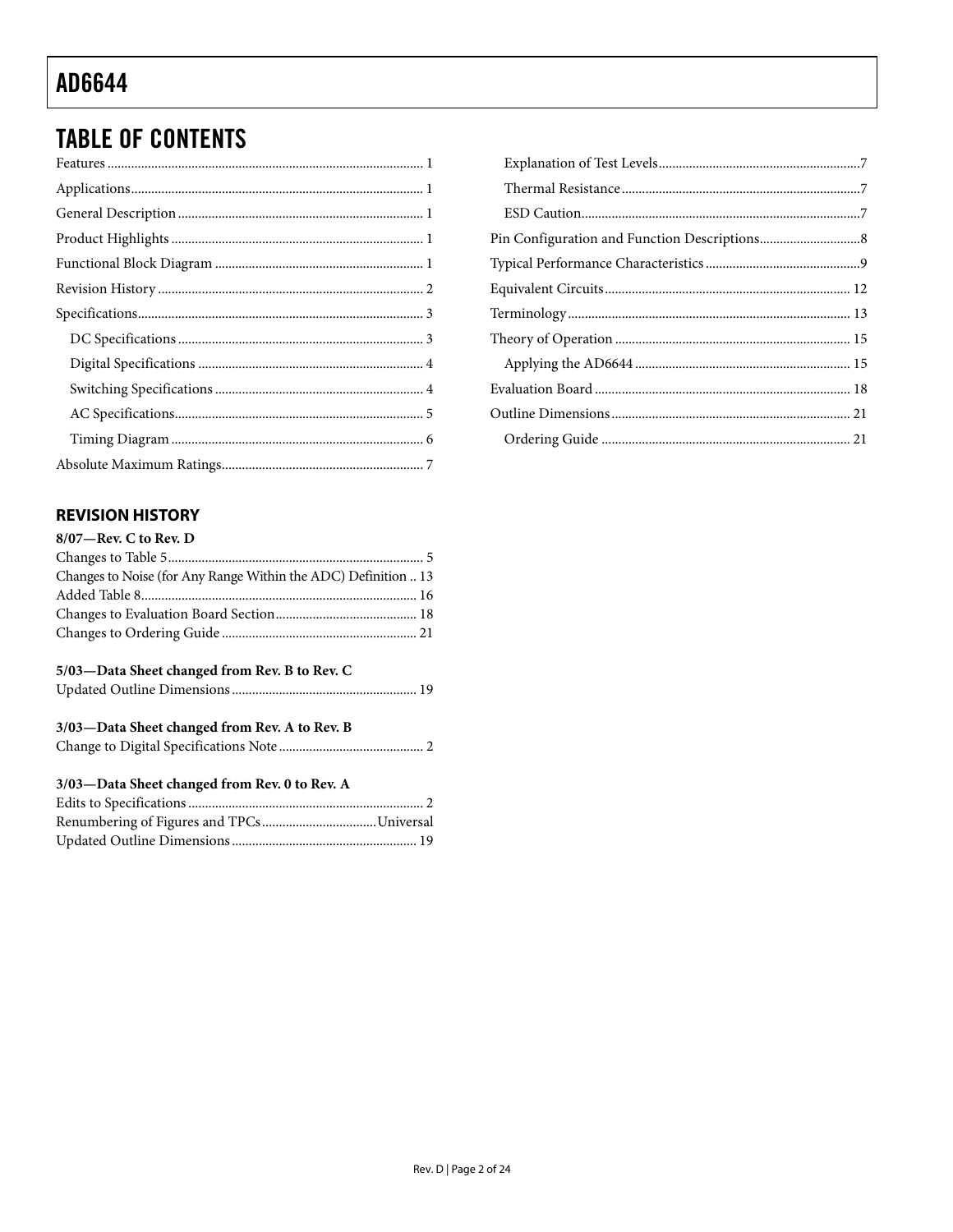## TABLE OF CONTENTS

Features ... 1
Applications ... 1
General Description ... 1
Product Highlights ... 1
Functional Block Diagram ... 1
Revision History ... 2
Specifications ... 3
- DC Specifications ... 3
- Digital Specifications ... 4
- Switching Specifications ... 4
- AC Specifications ... 5
- Timing Diagram ... 6

Absolute Maximum Ratings ... 7
- Explanation of Test Levels ... 7
- Thermal Resistance ... 7
- ESD Caution ... 7

Pin Configuration and Function Descriptions ... 8
Typical Performance Characteristics ... 9
Equivalent Circuits ... 12
Terminology ... 13
Theory of Operation ... 15
- Applying the AD6644 ... 15

Evaluation Board ... 18
Outline Dimensions ... 21
- Ordering Guide ... 21

### REVISION HISTORY

**8/07—Rev. C to Rev. D**

Changes to Table 5 ... 5
Changes to Noise (for Any Range Within the ADC) Definition ... 13
Added Table 8 ... 16
Changes to Evaluation Board Section ... 18
Changes to Ordering Guide ... 21

**5/03—Data Sheet changed from Rev. B to Rev. C**

Updated Outline Dimensions ... 19

**3/03—Data Sheet changed from Rev. A to Rev. B**

Change to Digital Specifications Note ... 2

**3/03—Data Sheet changed from Rev. 0 to Rev. A**

Edits to Specifications ... 2
Renumbering of Figures and TPCs ... Universal
Updated Outline Dimensions ... 19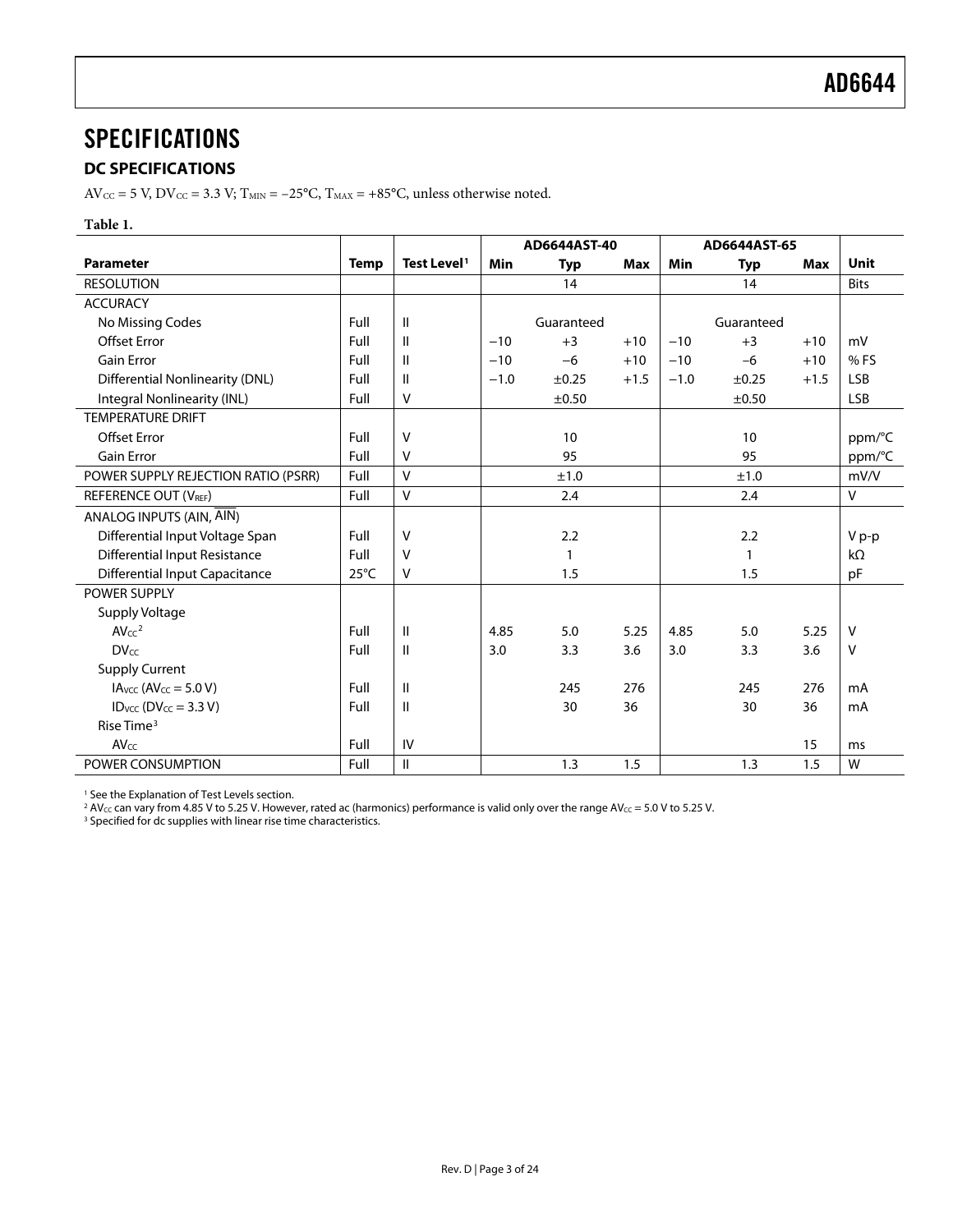# SPECIFICATIONS

## DC SPECIFICATIONS

$AV_{CC}$ = 5 V, $DV_{CC}$ = 3.3 V; $T_{MIN}$ = −25°C, $T_{MAX}$ = +85°C, unless otherwise noted.

**Table 1.**

| | | | AD6644AST-40 | | | AD6644AST-65 | | | |
|---|---|---|---|---|---|---|---|---|---|
| **Parameter** | **Temp** | **Test Level**[1] | **Min** | **Typ** | **Max** | **Min** | **Typ** | **Max** | **Unit** |
| RESOLUTION | | | | 14 | | | 14 | | Bits |
| ACCURACY | | | | | | | | | |
| No Missing Codes | Full | II | | Guaranteed | | | Guaranteed | | |
| Offset Error | Full | II | −10 | +3 | +10 | −10 | +3 | +10 | mV |
| Gain Error | Full | II | −10 | −6 | +10 | −10 | −6 | +10 | % FS |
| Differential Nonlinearity (DNL) | Full | II | −1.0 | ±0.25 | +1.5 | −1.0 | ±0.25 | +1.5 | LSB |
| Integral Nonlinearity (INL) | Full | V | | ±0.50 | | | ±0.50 | | LSB |
| TEMPERATURE DRIFT | | | | | | | | | |
| Offset Error | Full | V | | 10 | | | 10 | | ppm/°C |
| Gain Error | Full | V | | 95 | | | 95 | | ppm/°C |
| POWER SUPPLY REJECTION RATIO (PSRR) | Full | V | | ±1.0 | | | ±1.0 | | mV/V |
| REFERENCE OUT ($V_{REF}$) | Full | V | | 2.4 | | | 2.4 | | V |
| ANALOG INPUTS (AIN, $\overline{AIN}$) | | | | | | | | | |
| Differential Input Voltage Span | Full | V | | 2.2 | | | 2.2 | | V p-p |
| Differential Input Resistance | Full | V | | 1 | | | 1 | | kΩ |
| Differential Input Capacitance | 25°C | V | | 1.5 | | | 1.5 | | pF |
| POWER SUPPLY | | | | | | | | | |
| Supply Voltage | | | | | | | | | |
| $AV_{CC}$[2] | Full | II | 4.85 | 5.0 | 5.25 | 4.85 | 5.0 | 5.25 | V |
| $DV_{CC}$ | Full | II | 3.0 | 3.3 | 3.6 | 3.0 | 3.3 | 3.6 | V |
| Supply Current | | | | | | | | | |
| $IA_{VCC}$ ($AV_{CC}$ = 5.0 V) | Full | II | | 245 | 276 | | 245 | 276 | mA |
| $ID_{VCC}$ ($DV_{CC}$ = 3.3 V) | Full | II | | 30 | 36 | | 30 | 36 | mA |
| Rise Time[3] | | | | | | | | | |
| $AV_{CC}$ | Full | IV | | | | | | 15 | ms |
| POWER CONSUMPTION | Full | II | | 1.3 | 1.5 | | 1.3 | 1.5 | W |

[1] See the Explanation of Test Levels section.

[2] $AV_{CC}$ can vary from 4.85 V to 5.25 V. However, rated ac (harmonics) performance is valid only over the range $AV_{CC}$ = 5.0 V to 5.25 V.

[3] Specified for dc supplies with linear rise time characteristics.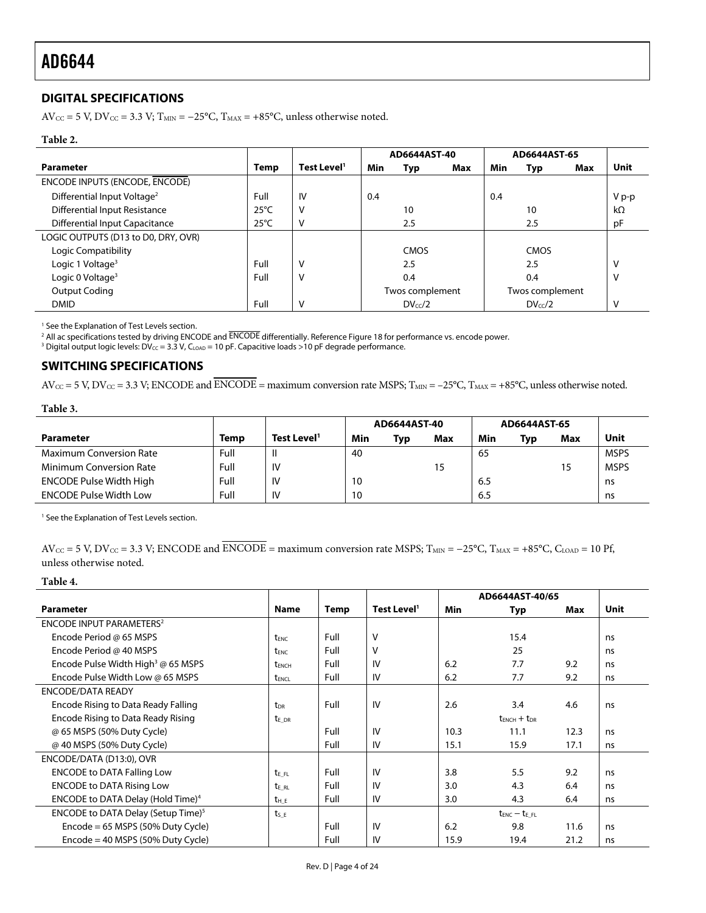## DIGITAL SPECIFICATIONS

$AV_{CC}$ = 5 V, $DV_{CC}$ = 3.3 V; $T_{MIN}$ = −25°C, $T_{MAX}$ = +85°C, unless otherwise noted.

**Table 2.**

| Parameter | Temp | Test Level[1] | AD6644AST-40 | | | AD6644AST-65 | | | Unit |
|---|---|---|---|---|---|---|---|---|---|
| | | | Min | Typ | Max | Min | Typ | Max | |
| ENCODE INPUTS (ENCODE, $\overline{\text{ENCODE}}$) | | | | | | | | | |
| Differential Input Voltage[2] | Full | IV | 0.4 | | | 0.4 | | | V p-p |
| Differential Input Resistance | 25°C | V | | 10 | | | 10 | | kΩ |
| Differential Input Capacitance | 25°C | V | | 2.5 | | | 2.5 | | pF |
| LOGIC OUTPUTS (D13 to D0, DRY, OVR) | | | | | | | | | |
| Logic Compatibility | | | | CMOS | | | CMOS | | |
| Logic 1 Voltage[3] | Full | V | | 2.5 | | | 2.5 | | V |
| Logic 0 Voltage[3] | Full | V | | 0.4 | | | 0.4 | | V |
| Output Coding | | | | Twos complement | | | Twos complement | | |
| DMID | Full | V | | $DV_{CC}/2$ | | | $DV_{CC}/2$ | | V |

[1] See the Explanation of Test Levels section.
[2] All ac specifications tested by driving ENCODE and $\overline{\text{ENCODE}}$ differentially. Reference Figure 18 for performance vs. encode power.
[3] Digital output logic levels: $DV_{CC}$ = 3.3 V, $C_{LOAD}$ = 10 pF. Capacitive loads >10 pF degrade performance.

## SWITCHING SPECIFICATIONS

$AV_{CC}$ = 5 V, $DV_{CC}$ = 3.3 V; ENCODE and $\overline{\text{ENCODE}}$ = maximum conversion rate MSPS; $T_{MIN}$ = −25°C, $T_{MAX}$ = +85°C, unless otherwise noted.

**Table 3.**

| Parameter | Temp | Test Level[1] | AD6644AST-40 | | | AD6644AST-65 | | | Unit |
|---|---|---|---|---|---|---|---|---|---|
| | | | Min | Typ | Max | Min | Typ | Max | |
| Maximum Conversion Rate | Full | II | 40 | | | 65 | | | MSPS |
| Minimum Conversion Rate | Full | IV | | | 15 | | | 15 | MSPS |
| ENCODE Pulse Width High | Full | IV | 10 | | | 6.5 | | | ns |
| ENCODE Pulse Width Low | Full | IV | 10 | | | 6.5 | | | ns |

[1] See the Explanation of Test Levels section.

$AV_{CC}$ = 5 V, $DV_{CC}$ = 3.3 V; ENCODE and $\overline{\text{ENCODE}}$ = maximum conversion rate MSPS; $T_{MIN}$ = −25°C, $T_{MAX}$ = +85°C, $C_{LOAD}$ = 10 Pf, unless otherwise noted.

**Table 4.**

| Parameter | Name | Temp | Test Level[1] | AD6644AST-40/65 | | | Unit |
|---|---|---|---|---|---|---|---|
| | | | | Min | Typ | Max | |
| ENCODE INPUT PARAMETERS[2] | | | | | | | |
| Encode Period @ 65 MSPS | $t_{ENC}$ | Full | V | | 15.4 | | ns |
| Encode Period @ 40 MSPS | $t_{ENC}$ | Full | V | | 25 | | ns |
| Encode Pulse Width High[3] @ 65 MSPS | $t_{ENCH}$ | Full | IV | 6.2 | 7.7 | 9.2 | ns |
| Encode Pulse Width Low @ 65 MSPS | $t_{ENCL}$ | Full | IV | 6.2 | 7.7 | 9.2 | ns |
| ENCODE/DATA READY | | | | | | | |
| Encode Rising to Data Ready Falling | $t_{DR}$ | Full | IV | 2.6 | 3.4 | 4.6 | ns |
| Encode Rising to Data Ready Rising | $t_{E\_DR}$ | | | | $t_{ENCH} + t_{DR}$ | | |
| @ 65 MSPS (50% Duty Cycle) | | Full | IV | 10.3 | 11.1 | 12.3 | ns |
| @ 40 MSPS (50% Duty Cycle) | | Full | IV | 15.1 | 15.9 | 17.1 | ns |
| ENCODE/DATA (D13:0), OVR | | | | | | | |
| ENCODE to DATA Falling Low | $t_{E\_FL}$ | Full | IV | 3.8 | 5.5 | 9.2 | ns |
| ENCODE to DATA Rising Low | $t_{E\_RL}$ | Full | IV | 3.0 | 4.3 | 6.4 | ns |
| ENCODE to DATA Delay (Hold Time)[4] | $t_{H\_E}$ | Full | IV | 3.0 | 4.3 | 6.4 | ns |
| ENCODE to DATA Delay (Setup Time)[5] | $t_{S\_E}$ | | | | $t_{ENC} - t_{E\_FL}$ | | |
| Encode = 65 MSPS (50% Duty Cycle) | | Full | IV | 6.2 | 9.8 | 11.6 | ns |
| Encode = 40 MSPS (50% Duty Cycle) | | Full | IV | 15.9 | 19.4 | 21.2 | ns |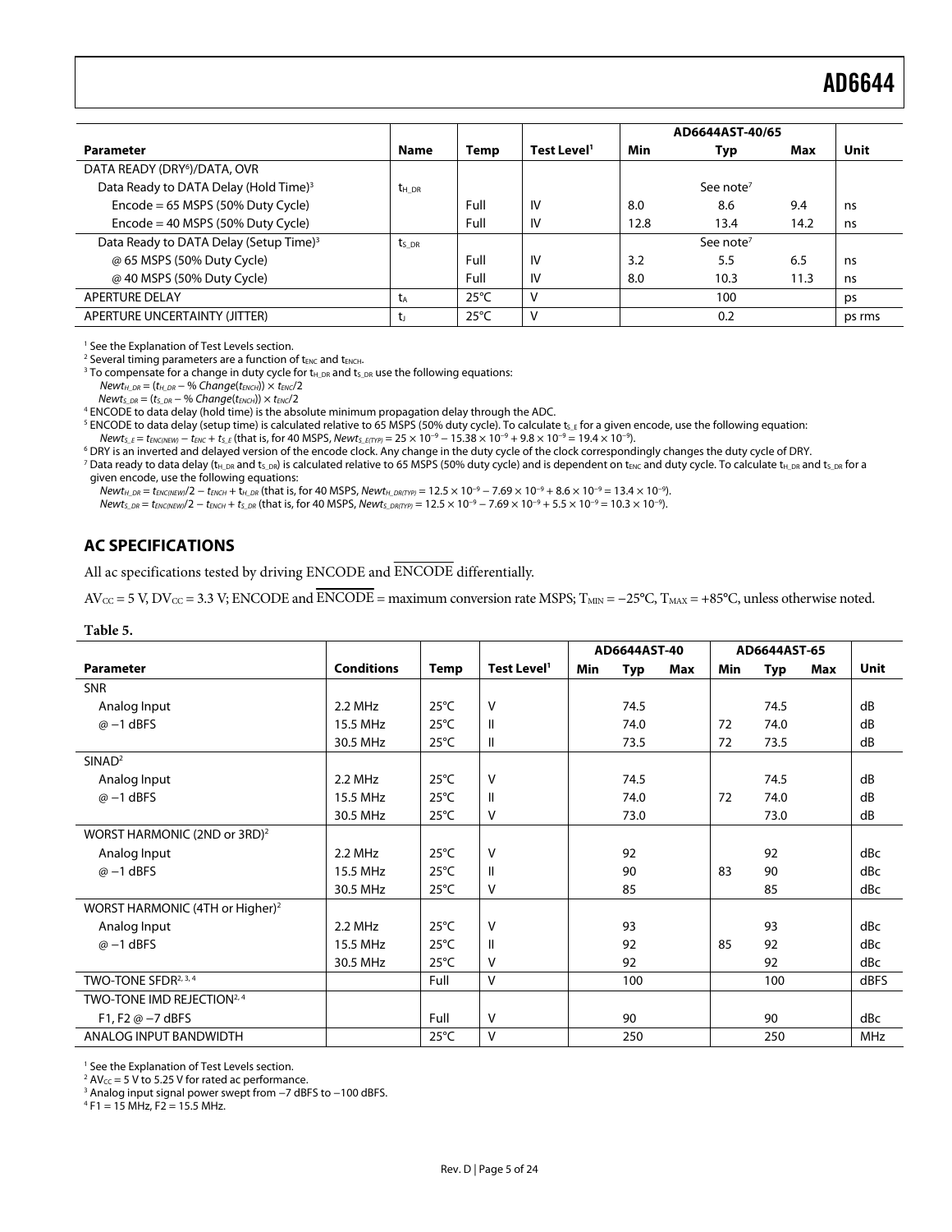| Parameter | Name | Temp | Test Level[1] | AD6644AST-40/65 Min | Typ | Max | Unit |
|---|---|---|---|---|---|---|---|
| DATA READY (DRY[6])/DATA, OVR | | | | | | | |
| Data Ready to DATA Delay (Hold Time)[3] | $t_{H\_DR}$ | | | | See note[7] | | |
| Encode = 65 MSPS (50% Duty Cycle) | | Full | IV | 8.0 | 8.6 | 9.4 | ns |
| Encode = 40 MSPS (50% Duty Cycle) | | Full | IV | 12.8 | 13.4 | 14.2 | ns |
| Data Ready to DATA Delay (Setup Time)[3] | $t_{S\_DR}$ | | | | See note[7] | | |
| @ 65 MSPS (50% Duty Cycle) | | Full | IV | 3.2 | 5.5 | 6.5 | ns |
| @ 40 MSPS (50% Duty Cycle) | | Full | IV | 8.0 | 10.3 | 11.3 | ns |
| APERTURE DELAY | $t_A$ | 25°C | V | | 100 | | ps |
| APERTURE UNCERTAINTY (JITTER) | $t_J$ | 25°C | V | | 0.2 | | ps rms |

[1] See the Explanation of Test Levels section.
[2] Several timing parameters are a function of $t_{ENC}$ and $t_{ENCH}$.
[3] To compensate for a change in duty cycle for $t_{H\_DR}$ and $t_{S\_DR}$ use the following equations:
$Newt_{H\_DR} = (t_{H\_DR} - \%\ Change(t_{ENCH})) \times t_{ENC}/2$
$Newt_{S\_DR} = (t_{S\_DR} - \%\ Change(t_{ENCH})) \times t_{ENC}/2$
[4] ENCODE to data delay (hold time) is the absolute minimum propagation delay through the ADC.
[5] ENCODE to data delay (setup time) is calculated relative to 65 MSPS (50% duty cycle). To calculate $t_{S\_E}$ for a given encode, use the following equation:
$Newt_{S\_E} = t_{ENC(NEW)} - t_{ENC} + t_{S\_E}$ (that is, for 40 MSPS, $Newt_{S\_E(TYP)} = 25 \times 10^{-9} - 15.38 \times 10^{-9} + 9.8 \times 10^{-9} = 19.4 \times 10^{-9}$).
[6] DRY is an inverted and delayed version of the encode clock. Any change in the duty cycle of the clock correspondingly changes the duty cycle of DRY.
[7] Data ready to data delay ($t_{H\_DR}$ and $t_{S\_DR}$) is calculated relative to 65 MSPS (50% duty cycle) and is dependent on $t_{ENC}$ and duty cycle. To calculate $t_{H\_DR}$ and $t_{S\_DR}$ for a given encode, use the following equations:
$Newt_{H\_DR} = t_{ENC(NEW)}/2 - t_{ENCH} + t_{H\_DR}$ (that is, for 40 MSPS, $Newt_{H\_DR(TYP)} = 12.5 \times 10^{-9} - 7.69 \times 10^{-9} + 8.6 \times 10^{-9} = 13.4 \times 10^{-9}$).
$Newt_{S\_DR} = t_{ENC(NEW)}/2 - t_{ENCH} + t_{S\_DR}$ (that is, for 40 MSPS, $Newt_{S\_DR(TYP)} = 12.5 \times 10^{-9} - 7.69 \times 10^{-9} + 5.5 \times 10^{-9} = 10.3 \times 10^{-9}$).

## AC SPECIFICATIONS

All ac specifications tested by driving ENCODE and $\overline{\text{ENCODE}}$ differentially.

$AV_{CC}$ = 5 V, $DV_{CC}$ = 3.3 V; ENCODE and $\overline{\text{ENCODE}}$ = maximum conversion rate MSPS; $T_{MIN}$ = −25°C, $T_{MAX}$ = +85°C, unless otherwise noted.

**Table 5.**

| Parameter | Conditions | Temp | Test Level[1] | AD6644AST-40 Min | Typ | Max | AD6644AST-65 Min | Typ | Max | Unit |
|---|---|---|---|---|---|---|---|---|---|---|
| SNR | | | | | | | | | | |
| Analog Input | 2.2 MHz | 25°C | V | | 74.5 | | | 74.5 | | dB |
| @ −1 dBFS | 15.5 MHz | 25°C | II | | 74.0 | | 72 | 74.0 | | dB |
| | 30.5 MHz | 25°C | II | | 73.5 | | 72 | 73.5 | | dB |
| SINAD[2] | | | | | | | | | | |
| Analog Input | 2.2 MHz | 25°C | V | | 74.5 | | | 74.5 | | dB |
| @ −1 dBFS | 15.5 MHz | 25°C | II | | 74.0 | | 72 | 74.0 | | dB |
| | 30.5 MHz | 25°C | V | | 73.0 | | | 73.0 | | dB |
| WORST HARMONIC (2ND or 3RD)[2] | | | | | | | | | | |
| Analog Input | 2.2 MHz | 25°C | V | | 92 | | | 92 | | dBc |
| @ −1 dBFS | 15.5 MHz | 25°C | II | | 90 | | 83 | 90 | | dBc |
| | 30.5 MHz | 25°C | V | | 85 | | | 85 | | dBc |
| WORST HARMONIC (4TH or Higher)[2] | | | | | | | | | | |
| Analog Input | 2.2 MHz | 25°C | V | | 93 | | | 93 | | dBc |
| @ −1 dBFS | 15.5 MHz | 25°C | II | | 92 | | 85 | 92 | | dBc |
| | 30.5 MHz | 25°C | V | | 92 | | | 92 | | dBc |
| TWO-TONE SFDR[2, 3, 4] | | Full | V | | 100 | | | 100 | | dBFS |
| TWO-TONE IMD REJECTION[2, 4] | | | | | | | | | | |
| F1, F2 @ −7 dBFS | | Full | V | | 90 | | | 90 | | dBc |
| ANALOG INPUT BANDWIDTH | | 25°C | V | | 250 | | | 250 | | MHz |

[1] See the Explanation of Test Levels section.
[2] $AV_{CC}$ = 5 V to 5.25 V for rated ac performance.
[3] Analog input signal power swept from −7 dBFS to −100 dBFS.
[4] F1 = 15 MHz, F2 = 15.5 MHz.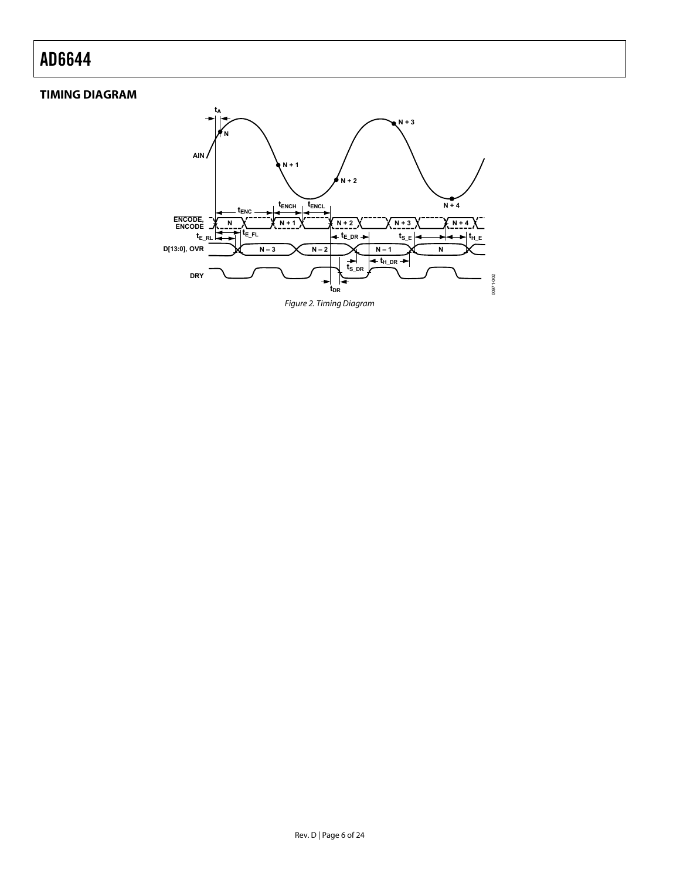## TIMING DIAGRAM

Figure 2. Timing Diagram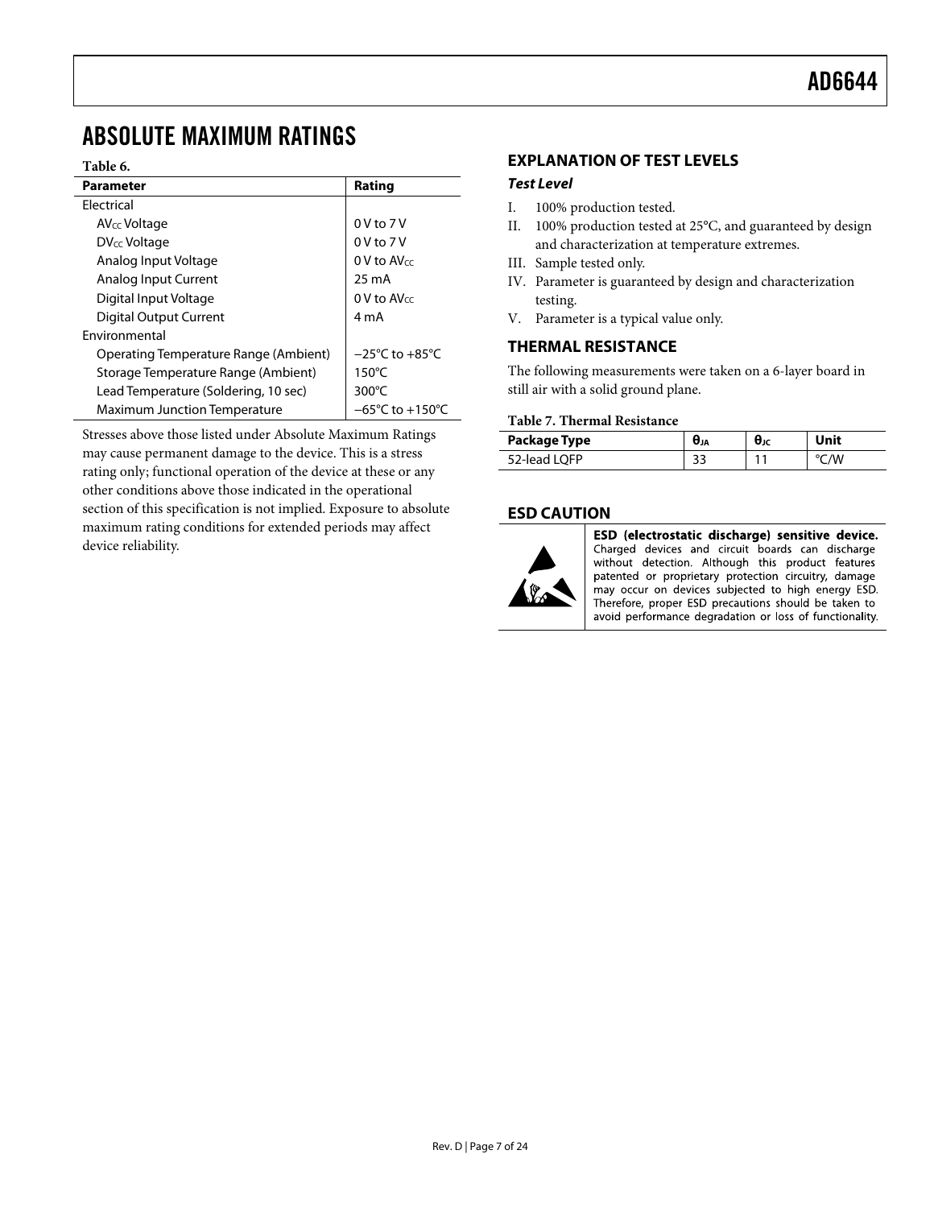# ABSOLUTE MAXIMUM RATINGS

**Table 6.**

| Parameter | Rating |
| --- | --- |
| Electrical | |
| $AV_{CC}$ Voltage | 0 V to 7 V |
| $DV_{CC}$ Voltage | 0 V to 7 V |
| Analog Input Voltage | 0 V to $AV_{CC}$ |
| Analog Input Current | 25 mA |
| Digital Input Voltage | 0 V to $AV_{CC}$ |
| Digital Output Current | 4 mA |
| Environmental | |
| Operating Temperature Range (Ambient) | −25°C to +85°C |
| Storage Temperature Range (Ambient) | 150°C |
| Lead Temperature (Soldering, 10 sec) | 300°C |
| Maximum Junction Temperature | −65°C to +150°C |

Stresses above those listed under Absolute Maximum Ratings may cause permanent damage to the device. This is a stress rating only; functional operation of the device at these or any other conditions above those indicated in the operational section of this specification is not implied. Exposure to absolute maximum rating conditions for extended periods may affect device reliability.

## EXPLANATION OF TEST LEVELS

### *Test Level*

I. 100% production tested.

II. 100% production tested at 25°C, and guaranteed by design and characterization at temperature extremes.

III. Sample tested only.

IV. Parameter is guaranteed by design and characterization testing.

V. Parameter is a typical value only.

## THERMAL RESISTANCE

The following measurements were taken on a 6-layer board in still air with a solid ground plane.

**Table 7. Thermal Resistance**

| Package Type | $\theta_{JA}$ | $\theta_{JC}$ | Unit |
| --- | --- | --- | --- |
| 52-lead LQFP | 33 | 11 | °C/W |

## ESD CAUTION

**ESD (electrostatic discharge) sensitive device.** Charged devices and circuit boards can discharge without detection. Although this product features patented or proprietary protection circuitry, damage may occur on devices subjected to high energy ESD. Therefore, proper ESD precautions should be taken to avoid performance degradation or loss of functionality.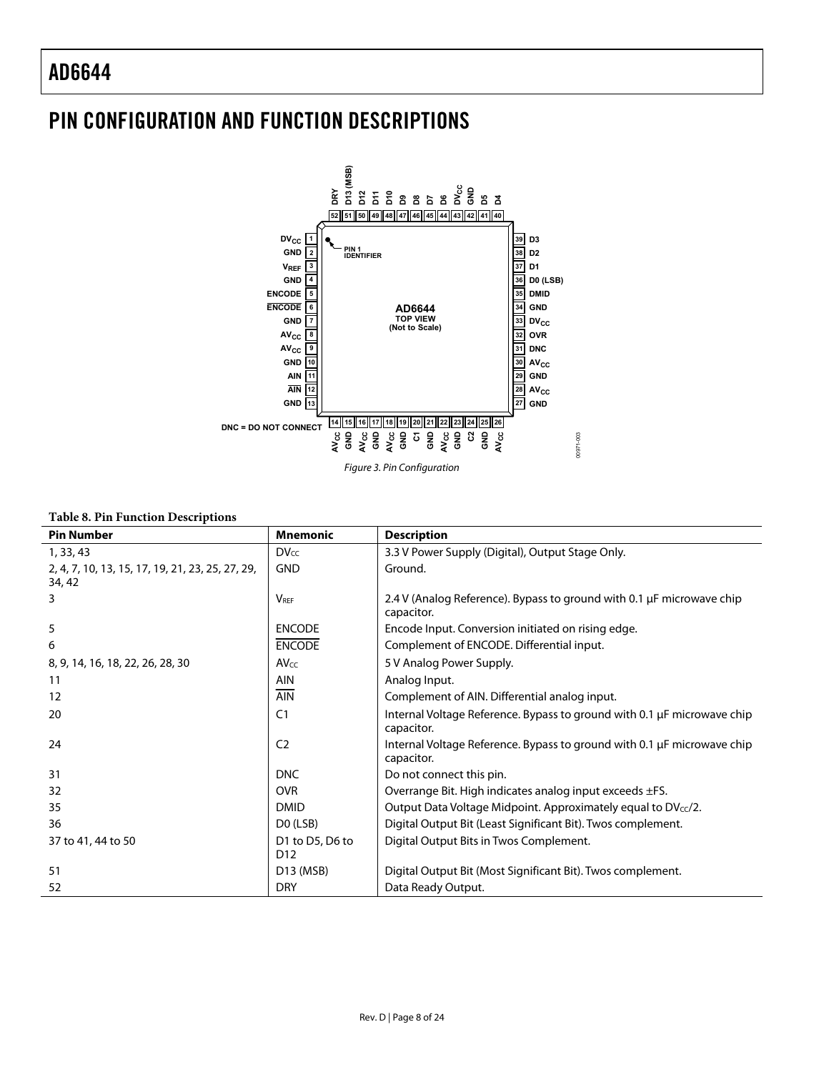## PIN CONFIGURATION AND FUNCTION DESCRIPTIONS

Figure 3. Pin Configuration

**Table 8. Pin Function Descriptions**

| Pin Number | Mnemonic | Description |
|---|---|---|
| 1, 33, 43 | $DV_{CC}$ | 3.3 V Power Supply (Digital), Output Stage Only. |
| 2, 4, 7, 10, 13, 15, 17, 19, 21, 23, 25, 27, 29, 34, 42 | GND | Ground. |
| 3 | $V_{REF}$ | 2.4 V (Analog Reference). Bypass to ground with 0.1 µF microwave chip capacitor. |
| 5 | ENCODE | Encode Input. Conversion initiated on rising edge. |
| 6 | $\overline{\text{ENCODE}}$ | Complement of ENCODE. Differential input. |
| 8, 9, 14, 16, 18, 22, 26, 28, 30 | $AV_{CC}$ | 5 V Analog Power Supply. |
| 11 | AIN | Analog Input. |
| 12 | $\overline{\text{AIN}}$ | Complement of AIN. Differential analog input. |
| 20 | C1 | Internal Voltage Reference. Bypass to ground with 0.1 µF microwave chip capacitor. |
| 24 | C2 | Internal Voltage Reference. Bypass to ground with 0.1 µF microwave chip capacitor. |
| 31 | DNC | Do not connect this pin. |
| 32 | OVR | Overrange Bit. High indicates analog input exceeds ±FS. |
| 35 | DMID | Output Data Voltage Midpoint. Approximately equal to $DV_{CC}/2$. |
| 36 | D0 (LSB) | Digital Output Bit (Least Significant Bit). Twos complement. |
| 37 to 41, 44 to 50 | D1 to D5, D6 to D12 | Digital Output Bits in Twos Complement. |
| 51 | D13 (MSB) | Digital Output Bit (Most Significant Bit). Twos complement. |
| 52 | DRY | Data Ready Output. |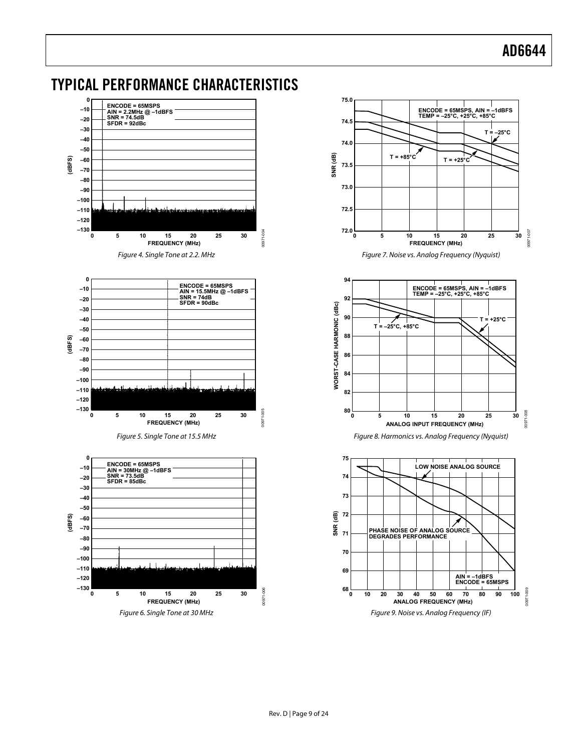# TYPICAL PERFORMANCE CHARACTERISTICS

Figure 4. Single Tone at 2.2 MHz

Figure 5. Single Tone at 15.5 MHz

Figure 6. Single Tone at 30 MHz

Figure 7. Noise vs. Analog Frequency (Nyquist)

Figure 8. Harmonics vs. Analog Frequency (Nyquist)

Figure 9. Noise vs. Analog Frequency (IF)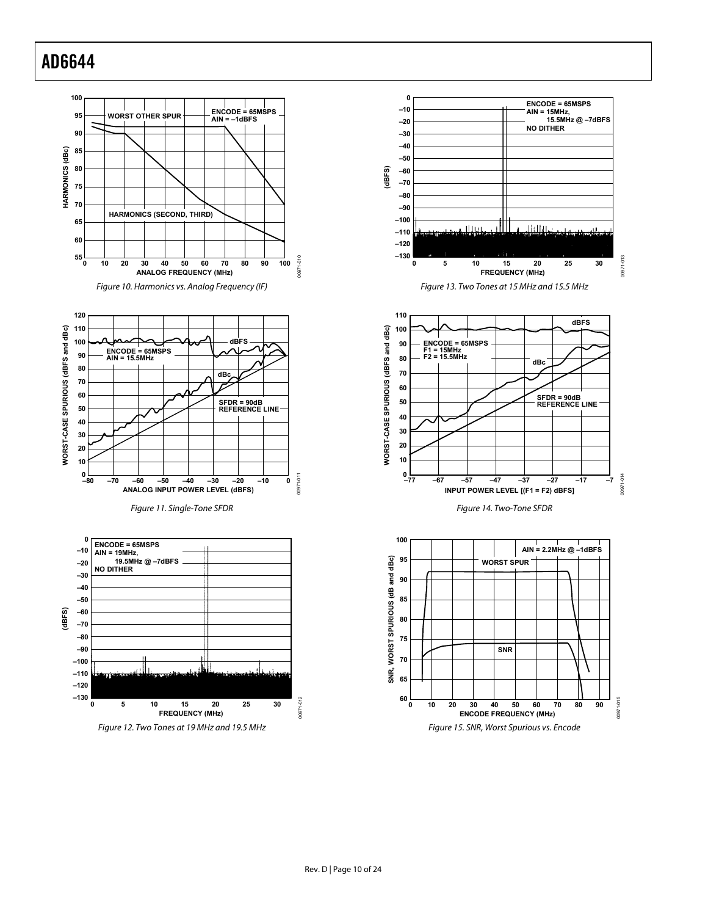Figure 10. Harmonics vs. Analog Frequency (IF)

Figure 11. Single-Tone SFDR

Figure 12. Two Tones at 19 MHz and 19.5 MHz

Figure 13. Two Tones at 15 MHz and 15.5 MHz

Figure 14. Two-Tone SFDR

Figure 15. SNR, Worst Spurious vs. Encode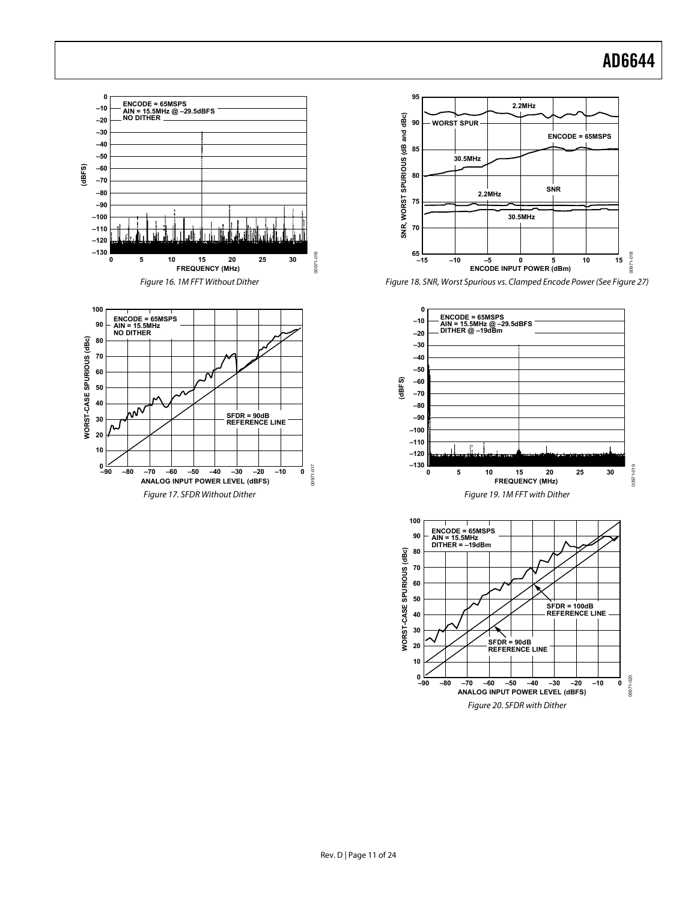Figure 16. 1M FFT Without Dither

Figure 17. SFDR Without Dither

Figure 18. SNR, Worst Spurious vs. Clamped Encode Power (See Figure 27)

Figure 19. 1M FFT with Dither

Figure 20. SFDR with Dither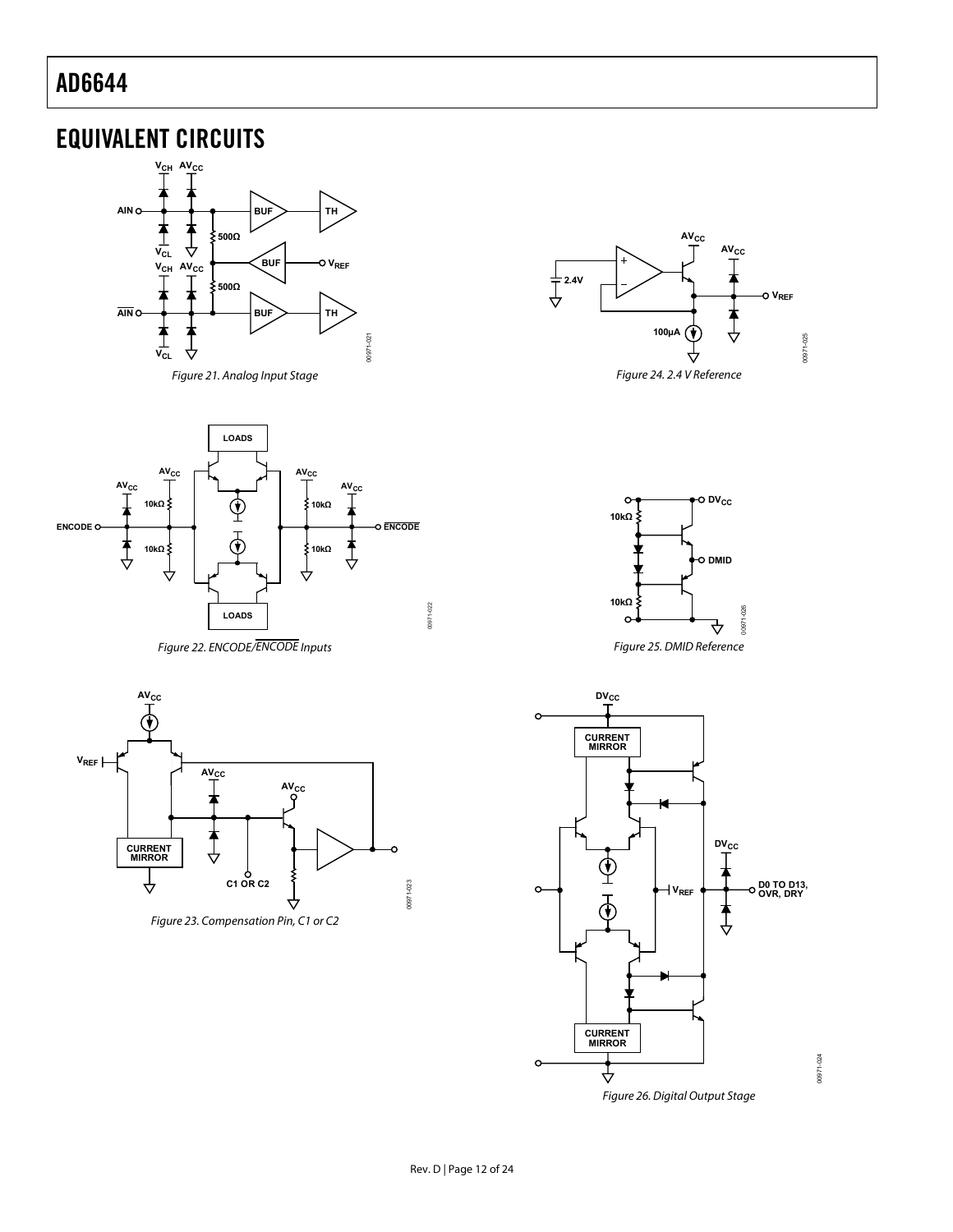# EQUIVALENT CIRCUITS

Figure 21. Analog Input Stage

Figure 22. ENCODE/$\overline{\text{ENCODE}}$ Inputs

Figure 23. Compensation Pin, C1 or C2

Figure 24. 2.4 V Reference

Figure 25. DMID Reference

Figure 26. Digital Output Stage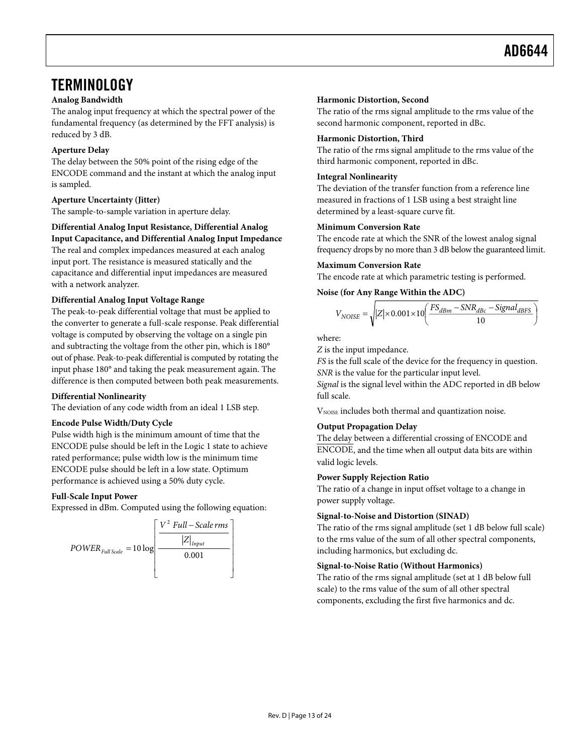# TERMINOLOGY

**Analog Bandwidth**

The analog input frequency at which the spectral power of the fundamental frequency (as determined by the FFT analysis) is reduced by 3 dB.

**Aperture Delay**

The delay between the 50% point of the rising edge of the ENCODE command and the instant at which the analog input is sampled.

**Aperture Uncertainty (Jitter)**

The sample-to-sample variation in aperture delay.

**Differential Analog Input Resistance, Differential Analog Input Capacitance, and Differential Analog Input Impedance**

The real and complex impedances measured at each analog input port. The resistance is measured statically and the capacitance and differential input impedances are measured with a network analyzer.

**Differential Analog Input Voltage Range**

The peak-to-peak differential voltage that must be applied to the converter to generate a full-scale response. Peak differential voltage is computed by observing the voltage on a single pin and subtracting the voltage from the other pin, which is 180° out of phase. Peak-to-peak differential is computed by rotating the input phase 180° and taking the peak measurement again. The difference is then computed between both peak measurements.

**Differential Nonlinearity**

The deviation of any code width from an ideal 1 LSB step.

**Encode Pulse Width/Duty Cycle**

Pulse width high is the minimum amount of time that the ENCODE pulse should be left in the Logic 1 state to achieve rated performance; pulse width low is the minimum time ENCODE pulse should be left in a low state. Optimum performance is achieved using a 50% duty cycle.

**Full-Scale Input Power**

Expressed in dBm. Computed using the following equation:

$$POWER_{Full\,Scale} = 10\log\left[\frac{\dfrac{V^2\ Full-Scale\,rms}{|Z|_{Input}}}{0.001}\right]$$

**Harmonic Distortion, Second**

The ratio of the rms signal amplitude to the rms value of the second harmonic component, reported in dBc.

**Harmonic Distortion, Third**

The ratio of the rms signal amplitude to the rms value of the third harmonic component, reported in dBc.

**Integral Nonlinearity**

The deviation of the transfer function from a reference line measured in fractions of 1 LSB using a best straight line determined by a least-square curve fit.

**Minimum Conversion Rate**

The encode rate at which the SNR of the lowest analog signal frequency drops by no more than 3 dB below the guaranteed limit.

**Maximum Conversion Rate**

The encode rate at which parametric testing is performed.

**Noise (for Any Range Within the ADC)**

$$V_{NOISE} = \sqrt{|Z| \times 0.001 \times 10^{\left(\frac{FS_{dBm} - SNR_{dBc} - Signal_{dBFS}}{10}\right)}}$$

where:

*Z* is the input impedance.

*FS* is the full scale of the device for the frequency in question.

*SNR* is the value for the particular input level.

*Signal* is the signal level within the ADC reported in dB below full scale.

$V_{NOISE}$ includes both thermal and quantization noise.

**Output Propagation Delay**

The delay between a differential crossing of ENCODE and $\overline{\text{ENCODE}}$, and the time when all output data bits are within valid logic levels.

**Power Supply Rejection Ratio**

The ratio of a change in input offset voltage to a change in power supply voltage.

**Signal-to-Noise and Distortion (SINAD)**

The ratio of the rms signal amplitude (set 1 dB below full scale) to the rms value of the sum of all other spectral components, including harmonics, but excluding dc.

**Signal-to-Noise Ratio (Without Harmonics)**

The ratio of the rms signal amplitude (set at 1 dB below full scale) to the rms value of the sum of all other spectral components, excluding the first five harmonics and dc.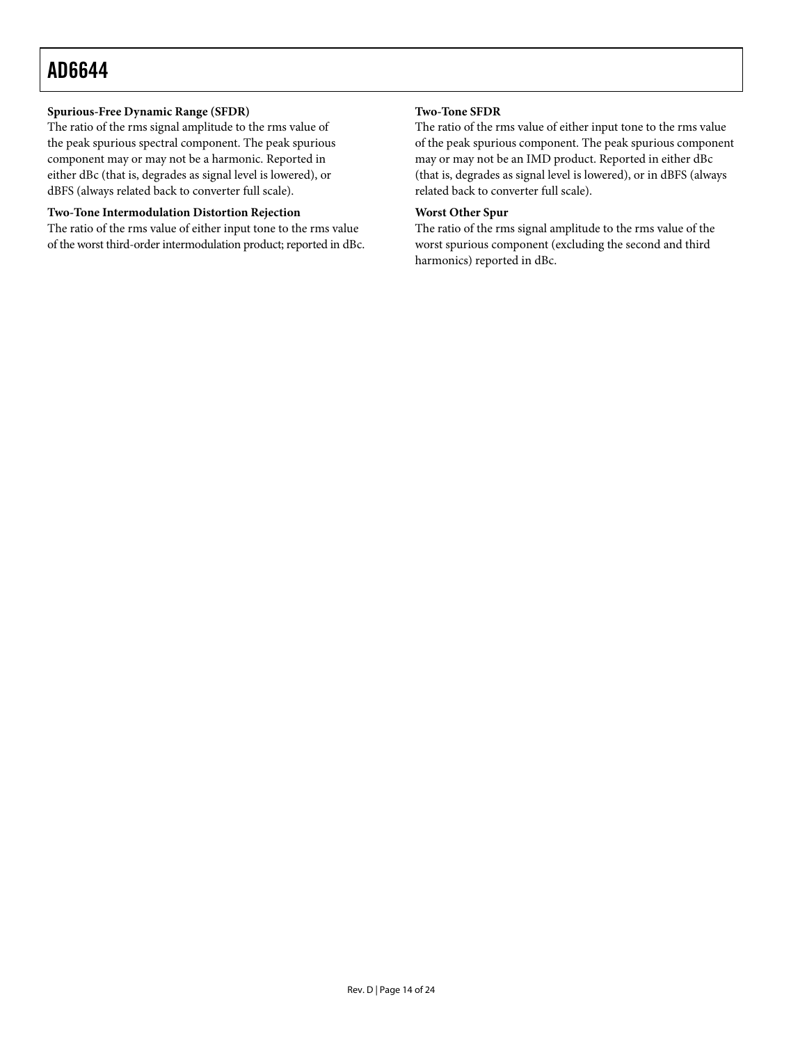**Spurious-Free Dynamic Range (SFDR)**

The ratio of the rms signal amplitude to the rms value of the peak spurious spectral component. The peak spurious component may or may not be a harmonic. Reported in either dBc (that is, degrades as signal level is lowered), or dBFS (always related back to converter full scale).

**Two-Tone Intermodulation Distortion Rejection**

The ratio of the rms value of either input tone to the rms value of the worst third-order intermodulation product; reported in dBc.

**Two-Tone SFDR**

The ratio of the rms value of either input tone to the rms value of the peak spurious component. The peak spurious component may or may not be an IMD product. Reported in either dBc (that is, degrades as signal level is lowered), or in dBFS (always related back to converter full scale).

**Worst Other Spur**

The ratio of the rms signal amplitude to the rms value of the worst spurious component (excluding the second and third harmonics) reported in dBc.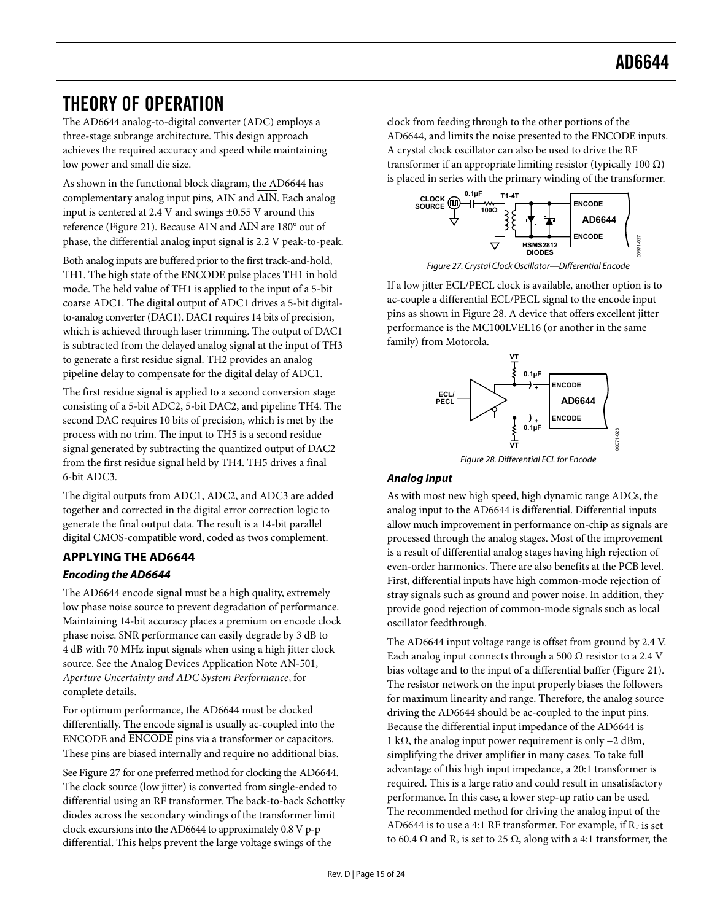# THEORY OF OPERATION

The AD6644 analog-to-digital converter (ADC) employs a three-stage subrange architecture. This design approach achieves the required accuracy and speed while maintaining low power and small die size.

As shown in the functional block diagram, the AD6644 has complementary analog input pins, AIN and $\overline{\text{AIN}}$. Each analog input is centered at 2.4 V and swings ±0.55 V around this reference (Figure 21). Because AIN and $\overline{\text{AIN}}$ are 180° out of phase, the differential analog input signal is 2.2 V peak-to-peak.

Both analog inputs are buffered prior to the first track-and-hold, TH1. The high state of the ENCODE pulse places TH1 in hold mode. The held value of TH1 is applied to the input of a 5-bit coarse ADC1. The digital output of ADC1 drives a 5-bit digital-to-analog converter (DAC1). DAC1 requires 14 bits of precision, which is achieved through laser trimming. The output of DAC1 is subtracted from the delayed analog signal at the input of TH3 to generate a first residue signal. TH2 provides an analog pipeline delay to compensate for the digital delay of ADC1.

The first residue signal is applied to a second conversion stage consisting of a 5-bit ADC2, 5-bit DAC2, and pipeline TH4. The second DAC requires 10 bits of precision, which is met by the process with no trim. The input to TH5 is a second residue signal generated by subtracting the quantized output of DAC2 from the first residue signal held by TH4. TH5 drives a final 6-bit ADC3.

The digital outputs from ADC1, ADC2, and ADC3 are added together and corrected in the digital error correction logic to generate the final output data. The result is a 14-bit parallel digital CMOS-compatible word, coded as twos complement.

## APPLYING THE AD6644

### *Encoding the AD6644*

The AD6644 encode signal must be a high quality, extremely low phase noise source to prevent degradation of performance. Maintaining 14-bit accuracy places a premium on encode clock phase noise. SNR performance can easily degrade by 3 dB to 4 dB with 70 MHz input signals when using a high jitter clock source. See the Analog Devices Application Note AN-501, *Aperture Uncertainty and ADC System Performance*, for complete details.

For optimum performance, the AD6644 must be clocked differentially. The encode signal is usually ac-coupled into the ENCODE and $\overline{\text{ENCODE}}$ pins via a transformer or capacitors. These pins are biased internally and require no additional bias.

See Figure 27 for one preferred method for clocking the AD6644. The clock source (low jitter) is converted from single-ended to differential using an RF transformer. The back-to-back Schottky diodes across the secondary windings of the transformer limit clock excursions into the AD6644 to approximately 0.8 V p-p differential. This helps prevent the large voltage swings of the clock from feeding through to the other portions of the AD6644, and limits the noise presented to the ENCODE inputs. A crystal clock oscillator can also be used to drive the RF transformer if an appropriate limiting resistor (typically 100 Ω) is placed in series with the primary winding of the transformer.

*Figure 27. Crystal Clock Oscillator—Differential Encode*

If a low jitter ECL/PECL clock is available, another option is to ac-couple a differential ECL/PECL signal to the encode input pins as shown in Figure 28. A device that offers excellent jitter performance is the MC100LVEL16 (or another in the same family) from Motorola.

*Figure 28. Differential ECL for Encode*

### *Analog Input*

As with most new high speed, high dynamic range ADCs, the analog input to the AD6644 is differential. Differential inputs allow much improvement in performance on-chip as signals are processed through the analog stages. Most of the improvement is a result of differential analog stages having high rejection of even-order harmonics. There are also benefits at the PCB level. First, differential inputs have high common-mode rejection of stray signals such as ground and power noise. In addition, they provide good rejection of common-mode signals such as local oscillator feedthrough.

The AD6644 input voltage range is offset from ground by 2.4 V. Each analog input connects through a 500 Ω resistor to a 2.4 V bias voltage and to the input of a differential buffer (Figure 21). The resistor network on the input properly biases the followers for maximum linearity and range. Therefore, the analog source driving the AD6644 should be ac-coupled to the input pins. Because the differential input impedance of the AD6644 is 1 kΩ, the analog input power requirement is only −2 dBm, simplifying the driver amplifier in many cases. To take full advantage of this high input impedance, a 20:1 transformer is required. This is a large ratio and could result in unsatisfactory performance. In this case, a lower step-up ratio can be used. The recommended method for driving the analog input of the AD6644 is to use a 4:1 RF transformer. For example, if $R_T$ is set to 60.4 Ω and $R_S$ is set to 25 Ω, along with a 4:1 transformer, the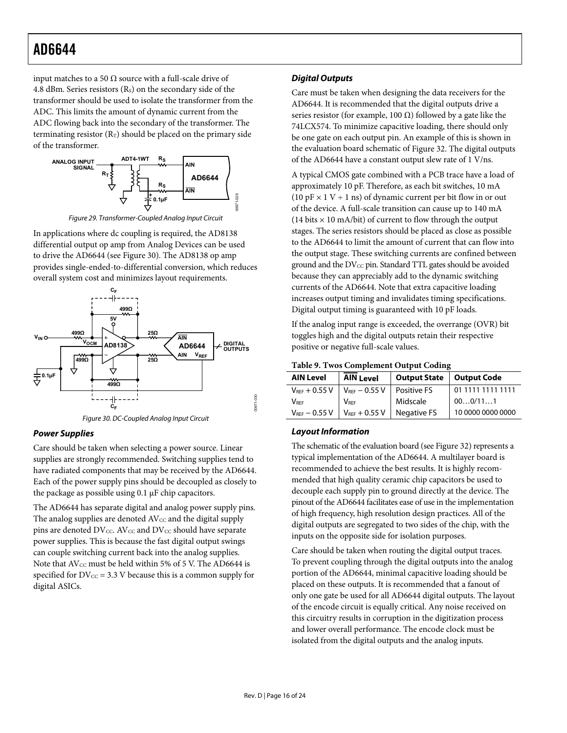input matches to a 50 Ω source with a full-scale drive of 4.8 dBm. Series resistors ($R_S$) on the secondary side of the transformer should be used to isolate the transformer from the ADC. This limits the amount of dynamic current from the ADC flowing back into the secondary of the transformer. The terminating resistor ($R_T$) should be placed on the primary side of the transformer.

*Figure 29. Transformer-Coupled Analog Input Circuit*

In applications where dc coupling is required, the AD8138 differential output op amp from Analog Devices can be used to drive the AD6644 (see Figure 30). The AD8138 op amp provides single-ended-to-differential conversion, which reduces overall system cost and minimizes layout requirements.

*Figure 30. DC-Coupled Analog Input Circuit*

### Power Supplies

Care should be taken when selecting a power source. Linear supplies are strongly recommended. Switching supplies tend to have radiated components that may be received by the AD6644. Each of the power supply pins should be decoupled as closely to the package as possible using 0.1 µF chip capacitors.

The AD6644 has separate digital and analog power supply pins. The analog supplies are denoted $AV_{CC}$ and the digital supply pins are denoted $DV_{CC}$. $AV_{CC}$ and $DV_{CC}$ should have separate power supplies. This is because the fast digital output swings can couple switching current back into the analog supplies. Note that $AV_{CC}$ must be held within 5% of 5 V. The AD6644 is specified for $DV_{CC}$ = 3.3 V because this is a common supply for digital ASICs.

### Digital Outputs

Care must be taken when designing the data receivers for the AD6644. It is recommended that the digital outputs drive a series resistor (for example, 100 Ω) followed by a gate like the 74LCX574. To minimize capacitive loading, there should only be one gate on each output pin. An example of this is shown in the evaluation board schematic of Figure 32. The digital outputs of the AD6644 have a constant output slew rate of 1 V/ns.

A typical CMOS gate combined with a PCB trace have a load of approximately 10 pF. Therefore, as each bit switches, 10 mA (10 pF × 1 V ÷ 1 ns) of dynamic current per bit flow in or out of the device. A full-scale transition can cause up to 140 mA (14 bits × 10 mA/bit) of current to flow through the output stages. The series resistors should be placed as close as possible to the AD6644 to limit the amount of current that can flow into the output stage. These switching currents are confined between ground and the $DV_{CC}$ pin. Standard TTL gates should be avoided because they can appreciably add to the dynamic switching currents of the AD6644. Note that extra capacitive loading increases output timing and invalidates timing specifications. Digital output timing is guaranteed with 10 pF loads.

If the analog input range is exceeded, the overrange (OVR) bit toggles high and the digital outputs retain their respective positive or negative full-scale values.

**Table 9. Twos Complement Output Coding**

| AIN Level | $\overline{AIN}$ Level | Output State | Output Code |
|---|---|---|---|
| $V_{REF}$ + 0.55 V | $V_{REF}$ − 0.55 V | Positive FS | 01 1111 1111 1111 |
| $V_{REF}$ | $V_{REF}$ | Midscale | 00…0/11…1 |
| $V_{REF}$ − 0.55 V | $V_{REF}$ + 0.55 V | Negative FS | 10 0000 0000 0000 |

### Layout Information

The schematic of the evaluation board (see Figure 32) represents a typical implementation of the AD6644. A multilayer board is recommended to achieve the best results. It is highly recommended that high quality ceramic chip capacitors be used to decouple each supply pin to ground directly at the device. The pinout of the AD6644 facilitates ease of use in the implementation of high frequency, high resolution design practices. All of the digital outputs are segregated to two sides of the chip, with the inputs on the opposite side for isolation purposes.

Care should be taken when routing the digital output traces. To prevent coupling through the digital outputs into the analog portion of the AD6644, minimal capacitive loading should be placed on these outputs. It is recommended that a fanout of only one gate be used for all AD6644 digital outputs. The layout of the encode circuit is equally critical. Any noise received on this circuitry results in corruption in the digitization process and lower overall performance. The encode clock must be isolated from the digital outputs and the analog inputs.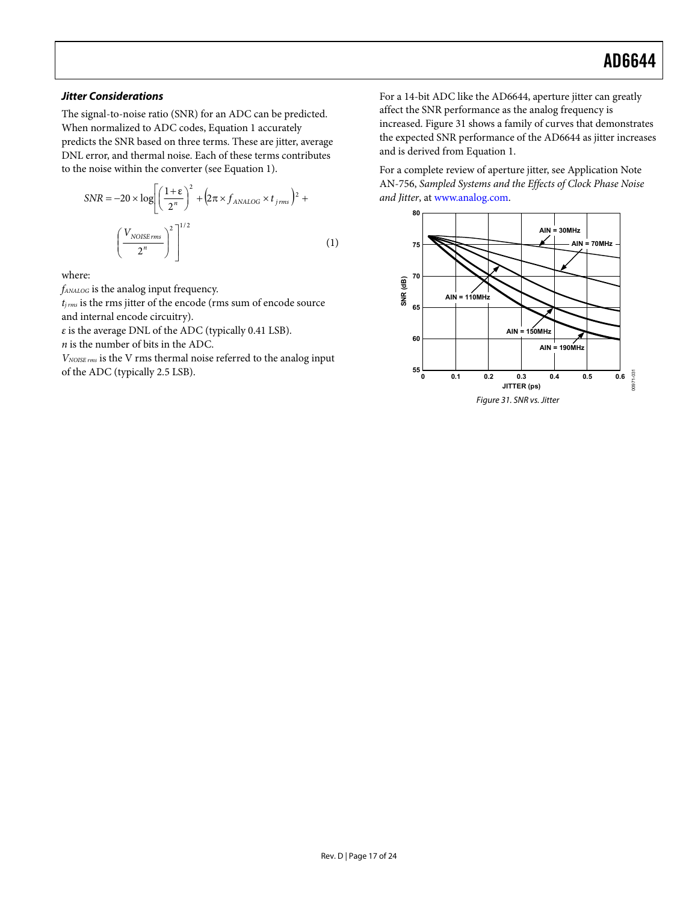### Jitter Considerations

The signal-to-noise ratio (SNR) for an ADC can be predicted. When normalized to ADC codes, Equation 1 accurately predicts the SNR based on three terms. These are jitter, average DNL error, and thermal noise. Each of these terms contributes to the noise within the converter (see Equation 1).

$$SNR = -20 \times \log\left[\left(\frac{1+\varepsilon}{2^n}\right)^2 + \left(2\pi \times f_{ANALOG} \times t_{j\,rms}\right)^2 + \left(\frac{V_{NOISE\,rms}}{2^n}\right)^2\right]^{1/2} \quad (1)$$

where:

$f_{ANALOG}$ is the analog input frequency.

$t_{j\,rms}$ is the rms jitter of the encode (rms sum of encode source and internal encode circuitry).

$\varepsilon$ is the average DNL of the ADC (typically 0.41 LSB).

$n$ is the number of bits in the ADC.

$V_{NOISE\,rms}$ is the V rms thermal noise referred to the analog input of the ADC (typically 2.5 LSB).

For a 14-bit ADC like the AD6644, aperture jitter can greatly affect the SNR performance as the analog frequency is increased. Figure 31 shows a family of curves that demonstrates the expected SNR performance of the AD6644 as jitter increases and is derived from Equation 1.

For a complete review of aperture jitter, see Application Note AN-756, *Sampled Systems and the Effects of Clock Phase Noise and Jitter*, at www.analog.com.

*Figure 31. SNR vs. Jitter*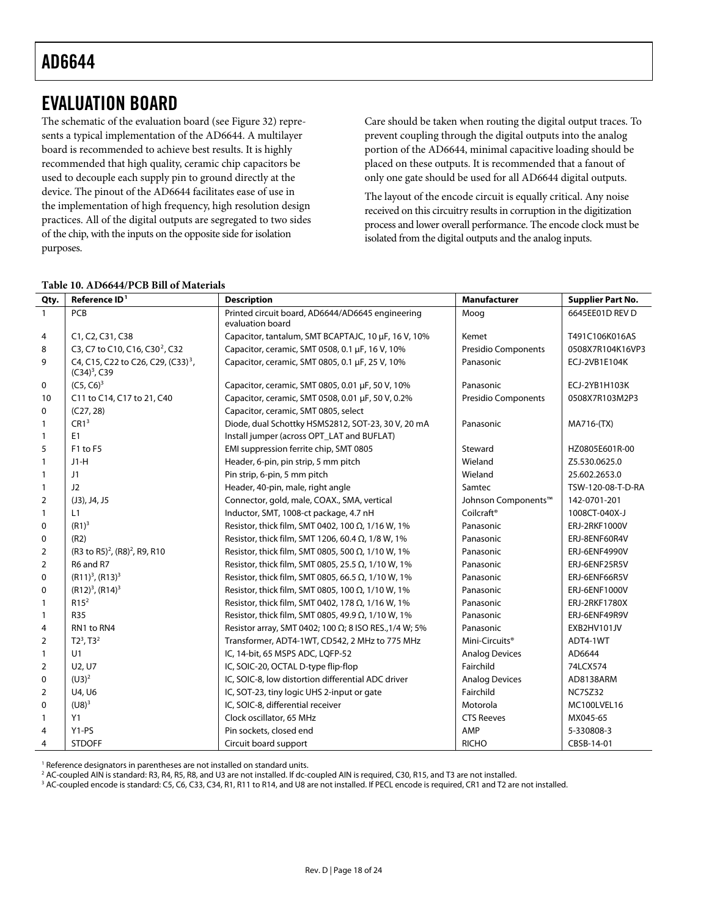## EVALUATION BOARD

The schematic of the evaluation board (see Figure 32) represents a typical implementation of the AD6644. A multilayer board is recommended to achieve best results. It is highly recommended that high quality, ceramic chip capacitors be used to decouple each supply pin to ground directly at the device. The pinout of the AD6644 facilitates ease of use in the implementation of high frequency, high resolution design practices. All of the digital outputs are segregated to two sides of the chip, with the inputs on the opposite side for isolation purposes.

Care should be taken when routing the digital output traces. To prevent coupling through the digital outputs into the analog portion of the AD6644, minimal capacitive loading should be placed on these outputs. It is recommended that a fanout of only one gate should be used for all AD6644 digital outputs.

The layout of the encode circuit is equally critical. Any noise received on this circuitry results in corruption in the digitization process and lower overall performance. The encode clock must be isolated from the digital outputs and the analog inputs.

**Table 10. AD6644/PCB Bill of Materials**

| Qty. | Reference ID[1] | Description | Manufacturer | Supplier Part No. |
|---|---|---|---|---|
| 1 | PCB | Printed circuit board, AD6644/AD6645 engineering evaluation board | Moog | 6645EE01D REV D |
| 4 | C1, C2, C31, C38 | Capacitor, tantalum, SMT BCAPTAJC, 10 µF, 16 V, 10% | Kemet | T491C106K016AS |
| 8 | C3, C7 to C10, C16, C30[2], C32 | Capacitor, ceramic, SMT 0508, 0.1 µF, 16 V, 10% | Presidio Components | 0508X7R104K16VP3 |
| 9 | C4, C15, C22 to C26, C29, (C33)[3], (C34)[3], C39 | Capacitor, ceramic, SMT 0805, 0.1 µF, 25 V, 10% | Panasonic | ECJ-2VB1E104K |
| 0 | (C5, C6)[3] | Capacitor, ceramic, SMT 0805, 0.01 µF, 50 V, 10% | Panasonic | ECJ-2YB1H103K |
| 10 | C11 to C14, C17 to 21, C40 | Capacitor, ceramic, SMT 0508, 0.01 µF, 50 V, 0.2% | Presidio Components | 0508X7R103M2P3 |
| 0 | (C27, 28) | Capacitor, ceramic, SMT 0805, select | | |
| 1 | CR1[3] | Diode, dual Schottky HSMS2812, SOT-23, 30 V, 20 mA | Panasonic | MA716-(TX) |
| 1 | E1 | Install jumper (across OPT_LAT and BUFLAT) | | |
| 5 | F1 to F5 | EMI suppression ferrite chip, SMT 0805 | Steward | HZ0805E601R-00 |
| 1 | J1-H | Header, 6-pin, pin strip, 5 mm pitch | Wieland | Z5.530.0625.0 |
| 1 | J1 | Pin strip, 6-pin, 5 mm pitch | Wieland | 25.602.2653.0 |
| 1 | J2 | Header, 40-pin, male, right angle | Samtec | TSW-120-08-T-D-RA |
| 2 | (J3), J4, J5 | Connector, gold, male, COAX., SMA, vertical | Johnson Components™ | 142-0701-201 |
| 1 | L1 | Inductor, SMT, 1008-ct package, 4.7 nH | Coilcraft® | 1008CT-040X-J |
| 0 | (R1)[3] | Resistor, thick film, SMT 0402, 100 Ω, 1/16 W, 1% | Panasonic | ERJ-2RKF1000V |
| 0 | (R2) | Resistor, thick film, SMT 1206, 60.4 Ω, 1/8 W, 1% | Panasonic | ERJ-8ENF60R4V |
| 2 | (R3 to R5)[2], (R8)[2], R9, R10 | Resistor, thick film, SMT 0805, 500 Ω, 1/10 W, 1% | Panasonic | ERJ-6ENF4990V |
| 2 | R6 and R7 | Resistor, thick film, SMT 0805, 25.5 Ω, 1/10 W, 1% | Panasonic | ERJ-6ENF25R5V |
| 0 | (R11)[3], (R13)[3] | Resistor, thick film, SMT 0805, 66.5 Ω, 1/10 W, 1% | Panasonic | ERJ-6ENF66R5V |
| 0 | (R12)[3], (R14)[3] | Resistor, thick film, SMT 0805, 100 Ω, 1/10 W, 1% | Panasonic | ERJ-6ENF1000V |
| 1 | R15[2] | Resistor, thick film, SMT 0402, 178 Ω, 1/16 W, 1% | Panasonic | ERJ-2RKF1780X |
| 1 | R35 | Resistor, thick film, SMT 0805, 49.9 Ω, 1/10 W, 1% | Panasonic | ERJ-6ENF49R9V |
| 4 | RN1 to RN4 | Resistor array, SMT 0402; 100 Ω; 8 ISO RES.,1/4 W; 5% | Panasonic | EXB2HV101JV |
| 2 | T2[3], T3[2] | Transformer, ADT4-1WT, CD542, 2 MHz to 775 MHz | Mini-Circuits® | ADT4-1WT |
| 1 | U1 | IC, 14-bit, 65 MSPS ADC, LQFP-52 | Analog Devices | AD6644 |
| 2 | U2, U7 | IC, SOIC-20, OCTAL D-type flip-flop | Fairchild | 74LCX574 |
| 0 | (U3)[2] | IC, SOIC-8, low distortion differential ADC driver | Analog Devices | AD8138ARM |
| 2 | U4, U6 | IC, SOT-23, tiny logic UHS 2-input or gate | Fairchild | NC7SZ32 |
| 0 | (U8)[3] | IC, SOIC-8, differential receiver | Motorola | MC100LVEL16 |
| 1 | Y1 | Clock oscillator, 65 MHz | CTS Reeves | MX045-65 |
| 4 | Y1-PS | Pin sockets, closed end | AMP | 5-330808-3 |
| 4 | STDOFF | Circuit board support | RICHO | CBSB-14-01 |

[1] Reference designators in parentheses are not installed on standard units.
[2] AC-coupled AIN is standard: R3, R4, R5, R8, and U3 are not installed. If dc-coupled AIN is required, C30, R15, and T3 are not installed.
[3] AC-coupled encode is standard: C5, C6, C33, C34, R1, R11 to R14, and U8 are not installed. If PECL encode is required, CR1 and T2 are not installed.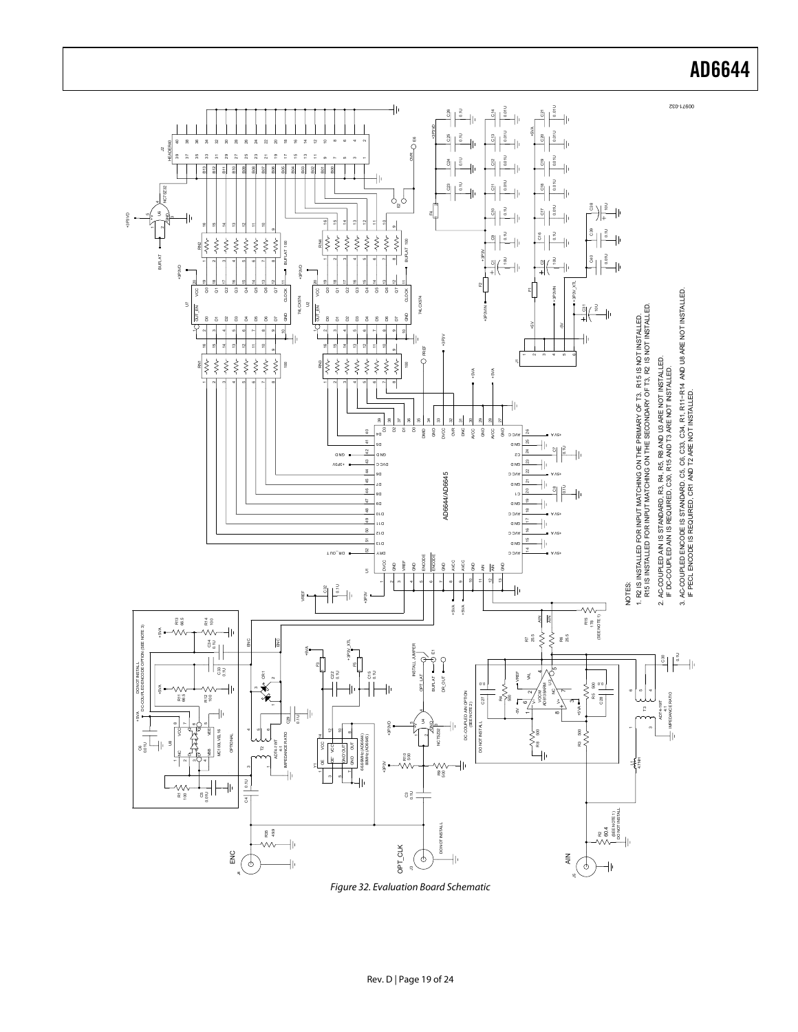Figure 32. Evaluation Board Schematic

NOTES:
1. R2 IS INSTALLED FOR INPUT MATCHING ON THE PRIMARY OF T3. R15 IS NOT INSTALLED.
R15 IS INSTALLED FOR INPUT MATCHING ON THE SECONDARY OF T3. R2 IS NOT INSTALLED.
2. AC-COUPLED AIN IS STANDARD, R3, R4, R5, R8 AND U3 ARE NOT INSTALLED.
IF DC-COUPLED AIN IS REQUIRED, C30, R15 AND T3 ARE NOT INSTALLED.
3. AC-COUPLED ENCODE IS STANDARD. C5, C6, C33, C34, R1, R11–R14 AND U8 ARE NOT INSTALLED.
IF PECL ENCODE IS REQUIRED, CR1 AND T2 ARE NOT INSTALLED.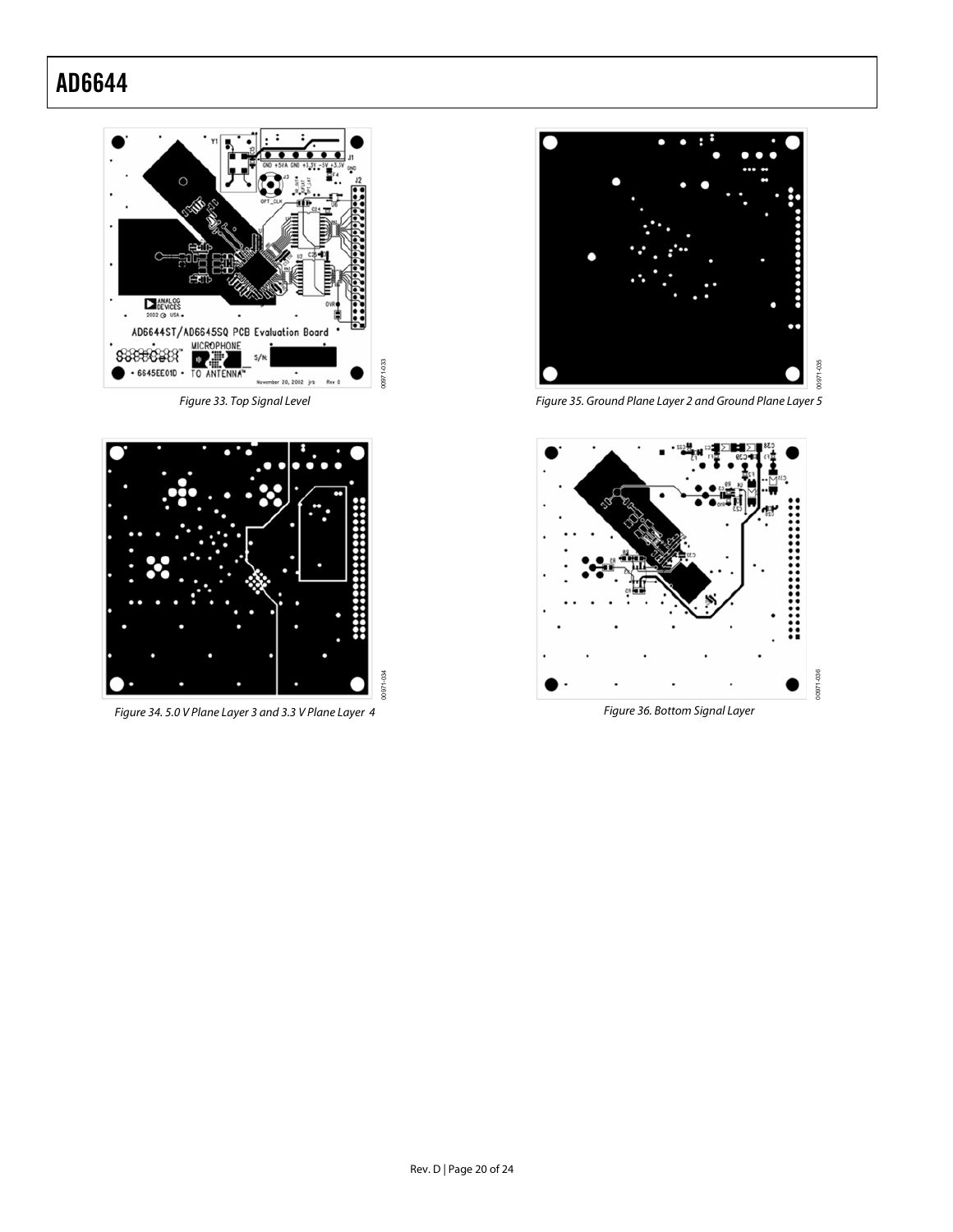Figure 33. Top Signal Level

Figure 34. 5.0 V Plane Layer 3 and 3.3 V Plane Layer 4

Figure 35. Ground Plane Layer 2 and Ground Plane Layer 5

Figure 36. Bottom Signal Layer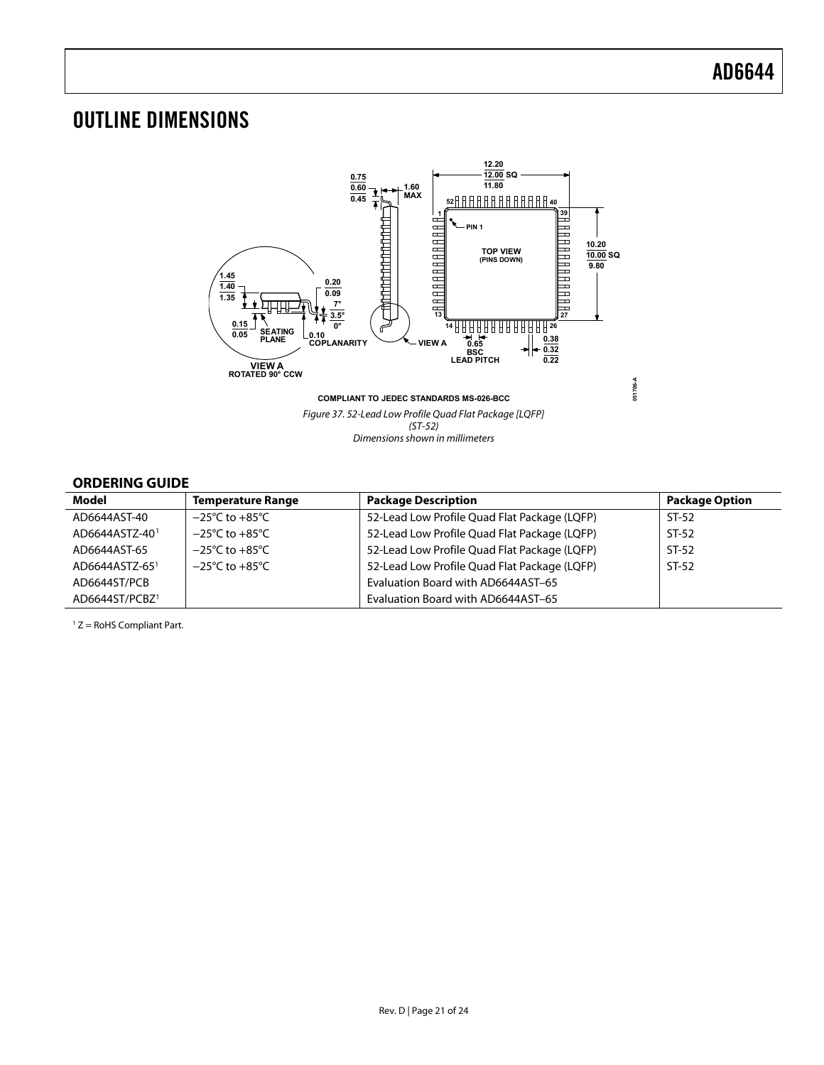# OUTLINE DIMENSIONS

COMPLIANT TO JEDEC STANDARDS MS-026-BCC

*Figure 37. 52-Lead Low Profile Quad Flat Package [LQFP] (ST-52) Dimensions shown in millimeters*

## ORDERING GUIDE

| Model | Temperature Range | Package Description | Package Option |
|---|---|---|---|
| AD6644AST-40 | −25°C to +85°C | 52-Lead Low Profile Quad Flat Package (LQFP) | ST-52 |
| AD6644ASTZ-40[1] | −25°C to +85°C | 52-Lead Low Profile Quad Flat Package (LQFP) | ST-52 |
| AD6644AST-65 | −25°C to +85°C | 52-Lead Low Profile Quad Flat Package (LQFP) | ST-52 |
| AD6644ASTZ-65[1] | −25°C to +85°C | 52-Lead Low Profile Quad Flat Package (LQFP) | ST-52 |
| AD6644ST/PCB | | Evaluation Board with AD6644AST–65 | |
| AD6644ST/PCBZ[1] | | Evaluation Board with AD6644AST–65 | |

[1] Z = RoHS Compliant Part.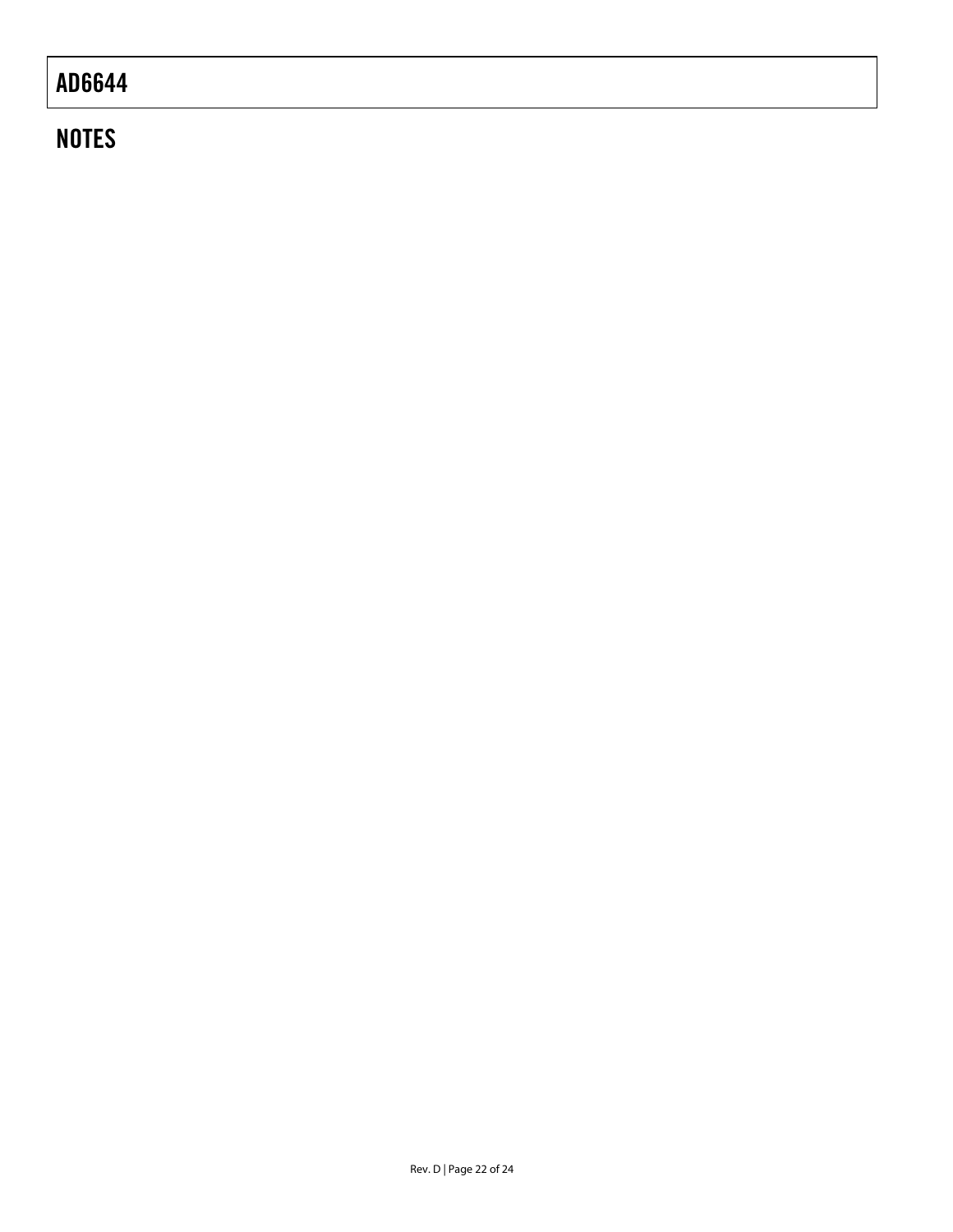## NOTES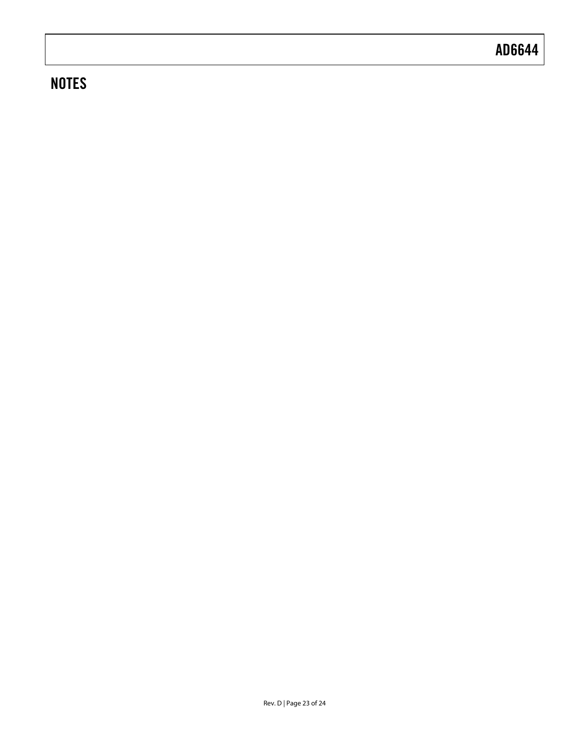## NOTES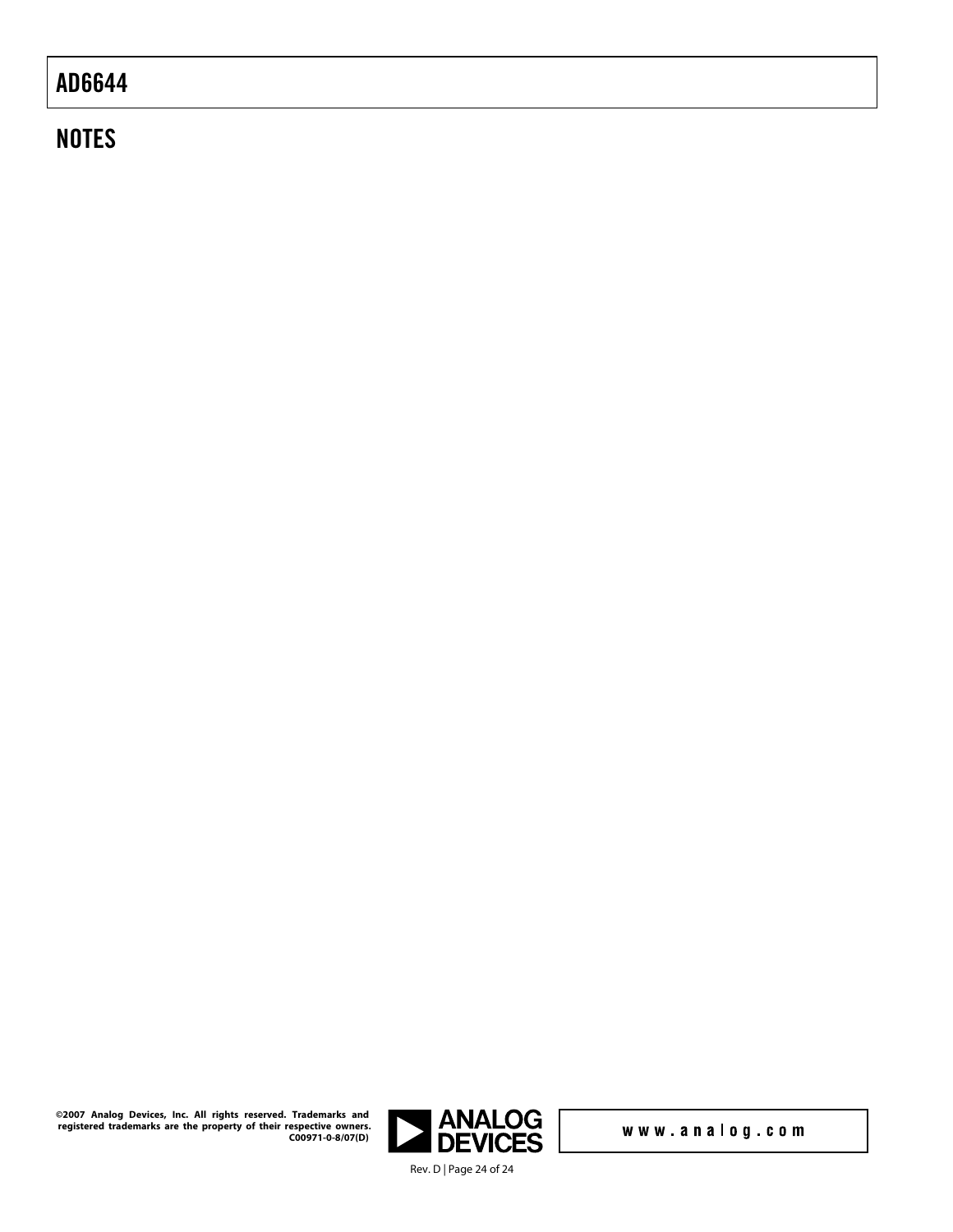## NOTES

©2007 Analog Devices, Inc. All rights reserved. Trademarks and registered trademarks are the property of their respective owners.
C00971-0-8/07(D)

www.analog.com